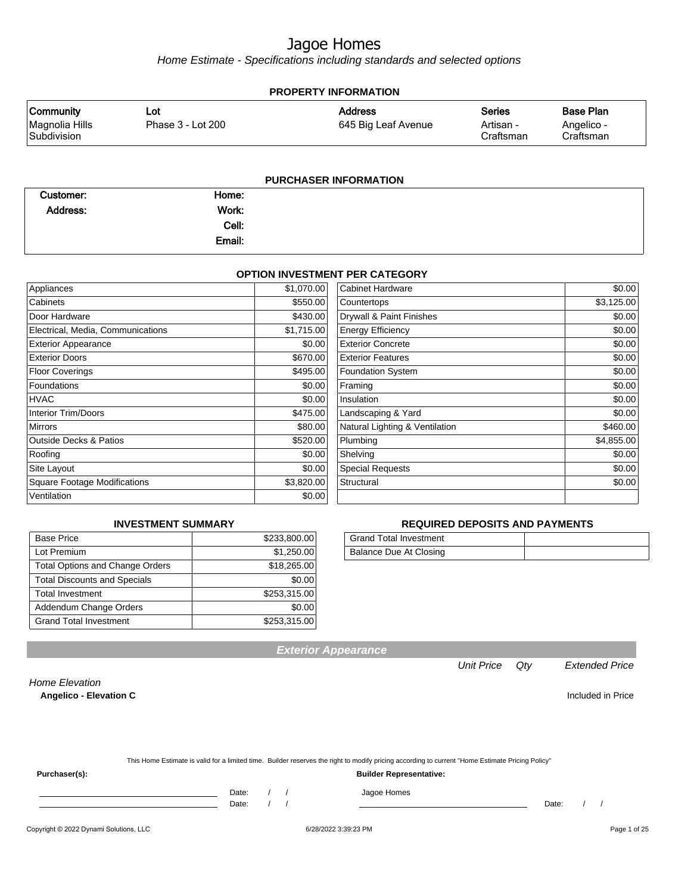# Jagoe Homes

*Home Estimate - Specifications including standards and selected options*

## PROPERTY INFORMATION

| Community | Lot | Address | Series | Base Plan |
|---|---|---|---|---|
| Magnolia Hills Subdivision | Phase 3 - Lot 200 | 645 Big Leaf Avenue | Artisan - Craftsman | Angelico - Craftsman |

## PURCHASER INFORMATION

| | | | |
|---|---|---|---|
| **Customer:** | | **Home:** | |
| **Address:** | | **Work:** | |
| | | **Cell:** | |
| | | **Email:** | |

## OPTION INVESTMENT PER CATEGORY

| Category | Amount | Category | Amount |
|---|---|---|---|
| Appliances | $1,070.00 | Cabinet Hardware | $0.00 |
| Cabinets | $550.00 | Countertops | $3,125.00 |
| Door Hardware | $430.00 | Drywall & Paint Finishes | $0.00 |
| Electrical, Media, Communications | $1,715.00 | Energy Efficiency | $0.00 |
| Exterior Appearance | $0.00 | Exterior Concrete | $0.00 |
| Exterior Doors | $670.00 | Exterior Features | $0.00 |
| Floor Coverings | $495.00 | Foundation System | $0.00 |
| Foundations | $0.00 | Framing | $0.00 |
| HVAC | $0.00 | Insulation | $0.00 |
| Interior Trim/Doors | $475.00 | Landscaping & Yard | $0.00 |
| Mirrors | $80.00 | Natural Lighting & Ventilation | $460.00 |
| Outside Decks & Patios | $520.00 | Plumbing | $4,855.00 |
| Roofing | $0.00 | Shelving | $0.00 |
| Site Layout | $0.00 | Special Requests | $0.00 |
| Square Footage Modifications | $3,820.00 | Structural | $0.00 |
| Ventilation | $0.00 | | |

## INVESTMENT SUMMARY

| | |
|---|---|
| Base Price | $233,800.00 |
| Lot Premium | $1,250.00 |
| Total Options and Change Orders | $18,265.00 |
| Total Discounts and Specials | $0.00 |
| Total Investment | $253,315.00 |
| Addendum Change Orders | $0.00 |
| Grand Total Investment | $253,315.00 |

## REQUIRED DEPOSITS AND PAYMENTS

| | |
|---|---|
| Grand Total Investment | |
| Balance Due At Closing | |

## Exterior Appearance

| | Unit Price | Qty | Extended Price |
|---|---|---|---|
| *Home Elevation* | | | |
| **Angelico - Elevation C** | | | Included in Price |

This Home Estimate is valid for a limited time. Builder reserves the right to modify pricing according to current "Home Estimate Pricing Policy"

**Purchaser(s):**

______________________________ Date: / /

______________________________ Date: / /

**Builder Representative:**

Jagoe Homes

______________________________ Date: / /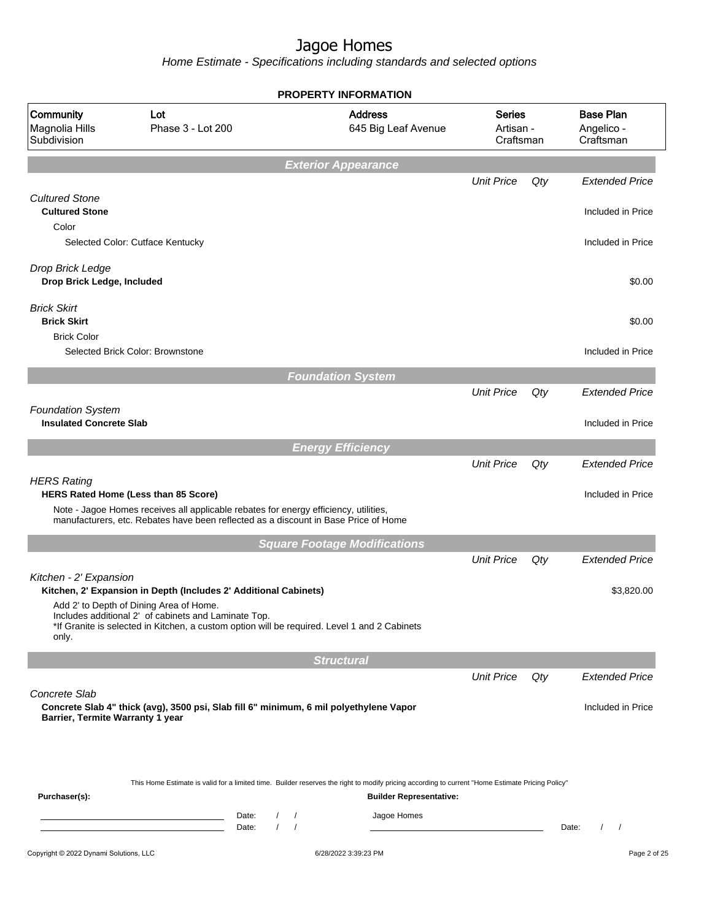# Jagoe Homes

Home Estimate - Specifications including standards and selected options

**PROPERTY INFORMATION**

| Community | Lot | Address | Series | Base Plan |
|---|---|---|---|---|
| Magnolia Hills Subdivision | Phase 3 - Lot 200 | 645 Big Leaf Avenue | Artisan - Craftsman | Angelico - Craftsman |

## Exterior Appearance

| | Unit Price | Qty | Extended Price |
|---|---|---|---|
| *Cultured Stone* | | | |
| **Cultured Stone** | | | Included in Price |
| Color | | | |
| Selected Color: Cutface Kentucky | | | Included in Price |
| *Drop Brick Ledge* | | | |
| **Drop Brick Ledge, Included** | | | $0.00 |
| *Brick Skirt* | | | |
| **Brick Skirt** | | | $0.00 |
| Brick Color | | | |
| Selected Brick Color: Brownstone | | | Included in Price |

## Foundation System

| | Unit Price | Qty | Extended Price |
|---|---|---|---|
| *Foundation System* | | | |
| **Insulated Concrete Slab** | | | Included in Price |

## Energy Efficiency

| | Unit Price | Qty | Extended Price |
|---|---|---|---|
| *HERS Rating* | | | |
| **HERS Rated Home (Less than 85 Score)** | | | Included in Price |

Note - Jagoe Homes receives all applicable rebates for energy efficiency, utilities, manufacturers, etc. Rebates have been reflected as a discount in Base Price of Home

## Square Footage Modifications

| | Unit Price | Qty | Extended Price |
|---|---|---|---|
| *Kitchen - 2' Expansion* | | | |
| **Kitchen, 2' Expansion in Depth (Includes 2' Additional Cabinets)** | | | $3,820.00 |

Add 2' to Depth of Dining Area of Home.
Includes additional 2' of cabinets and Laminate Top.
*If Granite is selected in Kitchen, a custom option will be required. Level 1 and 2 Cabinets only.

## Structural

| | Unit Price | Qty | Extended Price |
|---|---|---|---|
| *Concrete Slab* | | | |
| **Concrete Slab 4" thick (avg), 3500 psi, Slab fill 6" minimum, 6 mil polyethylene Vapor Barrier, Termite Warranty 1 year** | | | Included in Price |

This Home Estimate is valid for a limited time. Builder reserves the right to modify pricing according to current "Home Estimate Pricing Policy"

**Purchaser(s):** ______________________ Date: / /
______________________ Date: / /

**Builder Representative:**
Jagoe Homes ______________________ Date: / /

Copyright © 2022 Dynami Solutions, LLC — 6/28/2022 3:39:23 PM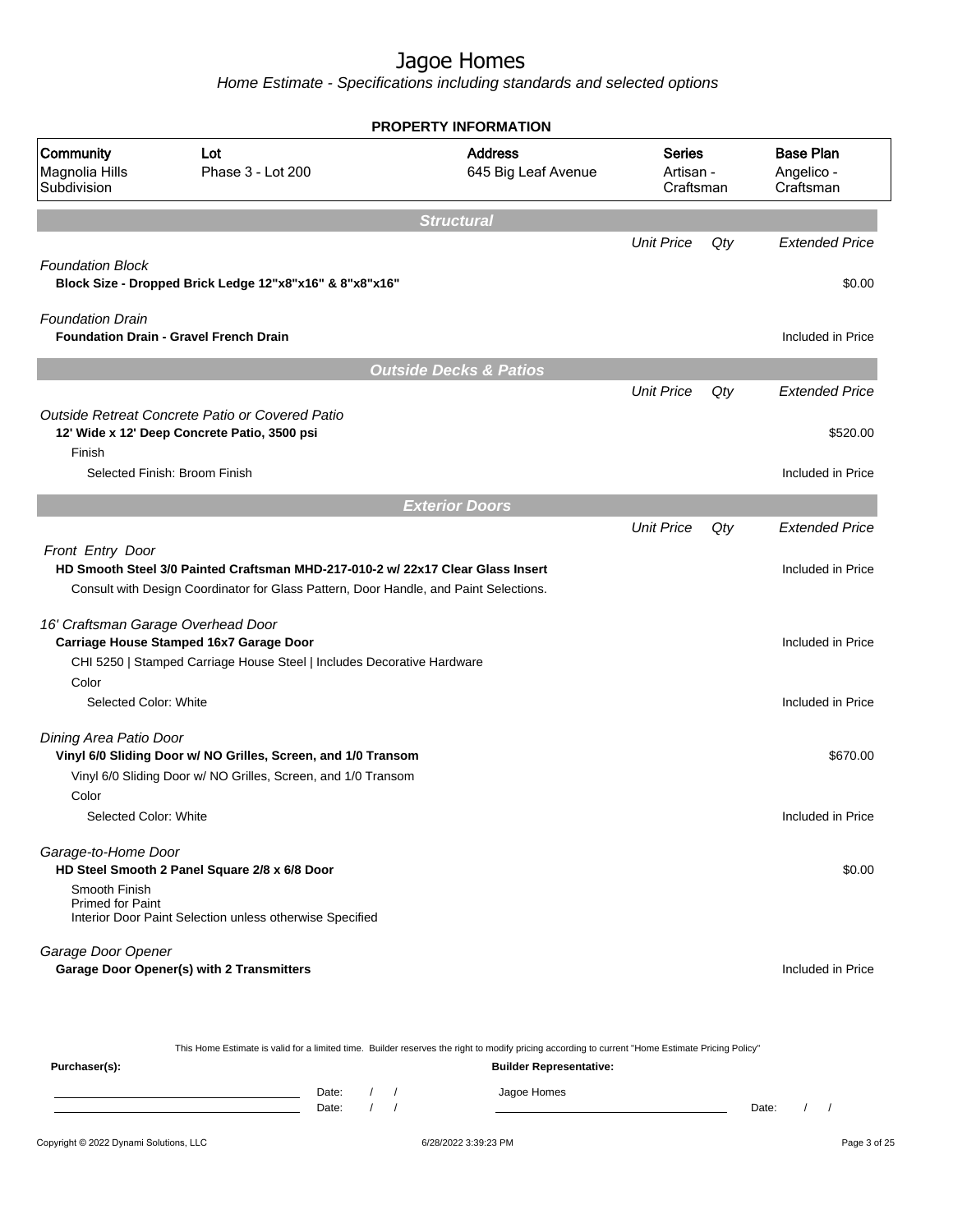# Jagoe Homes

*Home Estimate - Specifications including standards and selected options*

## PROPERTY INFORMATION

| Community | Lot | Address | Series | Base Plan |
|---|---|---|---|---|
| Magnolia Hills Subdivision | Phase 3 - Lot 200 | 645 Big Leaf Avenue | Artisan - Craftsman | Angelico - Craftsman |

## Structural

| | Unit Price | Qty | Extended Price |
|---|---|---|---|
| *Foundation Block* | | | |
| **Block Size - Dropped Brick Ledge 12"x8"x16" & 8"x8"x16"** | | | $0.00 |
| *Foundation Drain* | | | |
| **Foundation Drain - Gravel French Drain** | | | Included in Price |

## Outside Decks & Patios

| | Unit Price | Qty | Extended Price |
|---|---|---|---|
| *Outside Retreat Concrete Patio or Covered Patio* | | | |
| **12' Wide x 12' Deep Concrete Patio, 3500 psi** | | | $520.00 |
| Finish | | | |
| Selected Finish: Broom Finish | | | Included in Price |

## Exterior Doors

| | Unit Price | Qty | Extended Price |
|---|---|---|---|
| *Front Entry Door* | | | |
| **HD Smooth Steel 3/0 Painted Craftsman MHD-217-010-2 w/ 22x17 Clear Glass Insert** | | | Included in Price |
| Consult with Design Coordinator for Glass Pattern, Door Handle, and Paint Selections. | | | |
| *16' Craftsman Garage Overhead Door* | | | |
| **Carriage House Stamped 16x7 Garage Door** | | | Included in Price |
| CHI 5250 \| Stamped Carriage House Steel \| Includes Decorative Hardware | | | |
| Color | | | |
| Selected Color: White | | | Included in Price |
| *Dining Area Patio Door* | | | |
| **Vinyl 6/0 Sliding Door w/ NO Grilles, Screen, and 1/0 Transom** | | | $670.00 |
| Vinyl 6/0 Sliding Door w/ NO Grilles, Screen, and 1/0 Transom | | | |
| Color | | | |
| Selected Color: White | | | Included in Price |
| *Garage-to-Home Door* | | | |
| **HD Steel Smooth 2 Panel Square 2/8 x 6/8 Door** | | | $0.00 |
| Smooth Finish<br>Primed for Paint<br>Interior Door Paint Selection unless otherwise Specified | | | |
| *Garage Door Opener* | | | |
| **Garage Door Opener(s) with 2 Transmitters** | | | Included in Price |

This Home Estimate is valid for a limited time. Builder reserves the right to modify pricing according to current "Home Estimate Pricing Policy"

**Purchaser(s):** &nbsp;&nbsp;&nbsp; Date: / / &nbsp;&nbsp;&nbsp; Date: / /

**Builder Representative:** Jagoe Homes &nbsp;&nbsp;&nbsp; Date: / /

Copyright © 2022 Dynami Solutions, LLC &nbsp;&nbsp;&nbsp; 6/28/2022 3:39:23 PM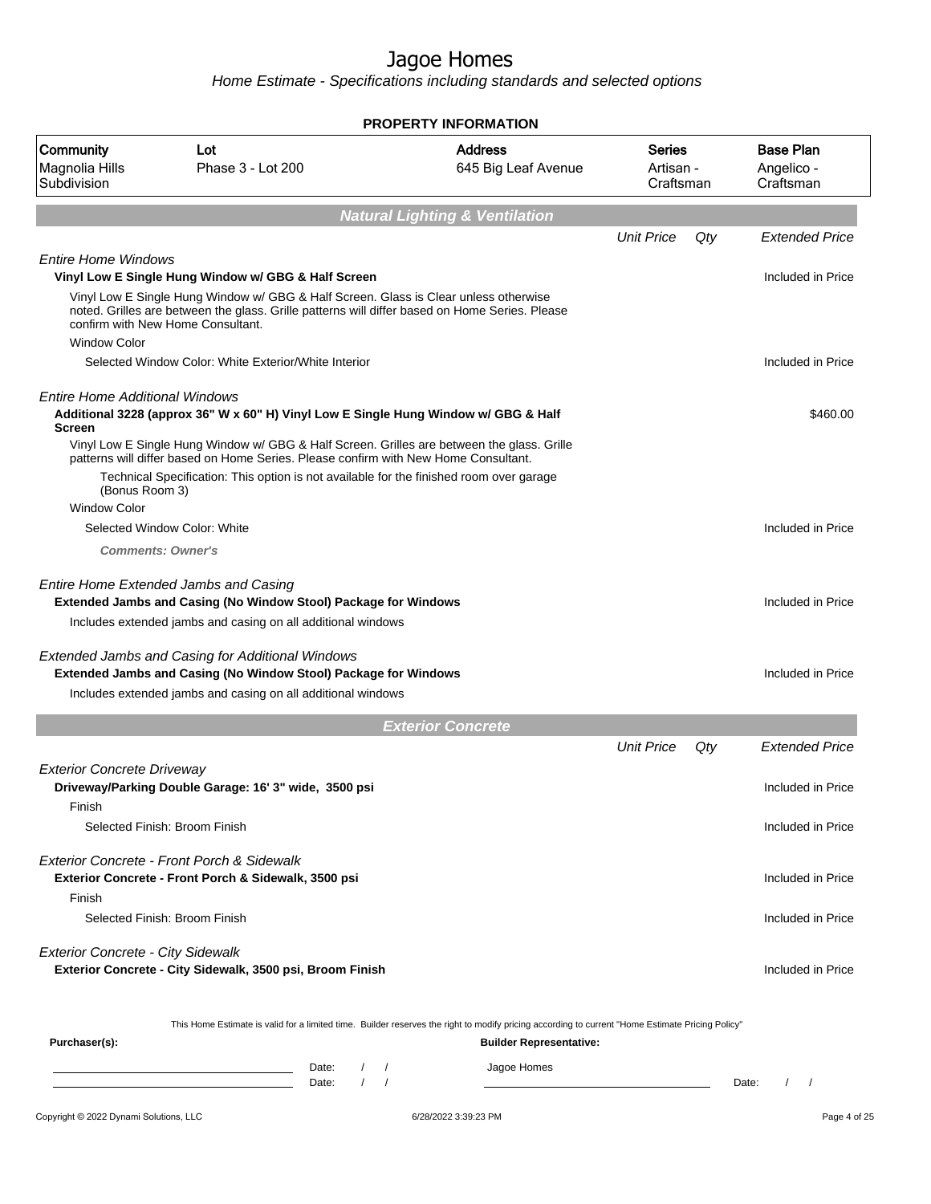# Jagoe Homes

*Home Estimate - Specifications including standards and selected options*

**PROPERTY INFORMATION**

| Community | Lot | Address | Series | Base Plan |
|---|---|---|---|---|
| Magnolia Hills Subdivision | Phase 3 - Lot 200 | 645 Big Leaf Avenue | Artisan - Craftsman | Angelico - Craftsman |

## Natural Lighting & Ventilation

| | Unit Price | Qty | Extended Price |
|---|---|---|---|
| *Entire Home Windows* | | | |
| **Vinyl Low E Single Hung Window w/ GBG & Half Screen** | | | Included in Price |
| Vinyl Low E Single Hung Window w/ GBG & Half Screen. Glass is Clear unless otherwise noted. Grilles are between the glass. Grille patterns will differ based on Home Series. Please confirm with New Home Consultant. | | | |
| Window Color | | | |
| Selected Window Color: White Exterior/White Interior | | | Included in Price |
| *Entire Home Additional Windows* | | | |
| **Additional 3228 (approx 36" W x 60" H) Vinyl Low E Single Hung Window w/ GBG & Half Screen** | | | $460.00 |
| Vinyl Low E Single Hung Window w/ GBG & Half Screen. Grilles are between the glass. Grille patterns will differ based on Home Series. Please confirm with New Home Consultant. | | | |
| Technical Specification: This option is not available for the finished room over garage (Bonus Room 3) | | | |
| Window Color | | | |
| Selected Window Color: White | | | Included in Price |
| ***Comments: Owner's*** | | | |
| *Entire Home Extended Jambs and Casing* | | | |
| **Extended Jambs and Casing (No Window Stool) Package for Windows** | | | Included in Price |
| Includes extended jambs and casing on all additional windows | | | |
| *Extended Jambs and Casing for Additional Windows* | | | |
| **Extended Jambs and Casing (No Window Stool) Package for Windows** | | | Included in Price |
| Includes extended jambs and casing on all additional windows | | | |

## Exterior Concrete

| | Unit Price | Qty | Extended Price |
|---|---|---|---|
| *Exterior Concrete Driveway* | | | |
| **Driveway/Parking Double Garage: 16' 3" wide, 3500 psi** | | | Included in Price |
| Finish | | | |
| Selected Finish: Broom Finish | | | Included in Price |
| *Exterior Concrete - Front Porch & Sidewalk* | | | |
| **Exterior Concrete - Front Porch & Sidewalk, 3500 psi** | | | Included in Price |
| Finish | | | |
| Selected Finish: Broom Finish | | | Included in Price |
| *Exterior Concrete - City Sidewalk* | | | |
| **Exterior Concrete - City Sidewalk, 3500 psi, Broom Finish** | | | Included in Price |

This Home Estimate is valid for a limited time. Builder reserves the right to modify pricing according to current "Home Estimate Pricing Policy"

**Purchaser(s):**

Date: / /

Date: / /

**Builder Representative:**

Jagoe Homes

Date: / /

Copyright © 2022 Dynami Solutions, LLC — 6/28/2022 3:39:23 PM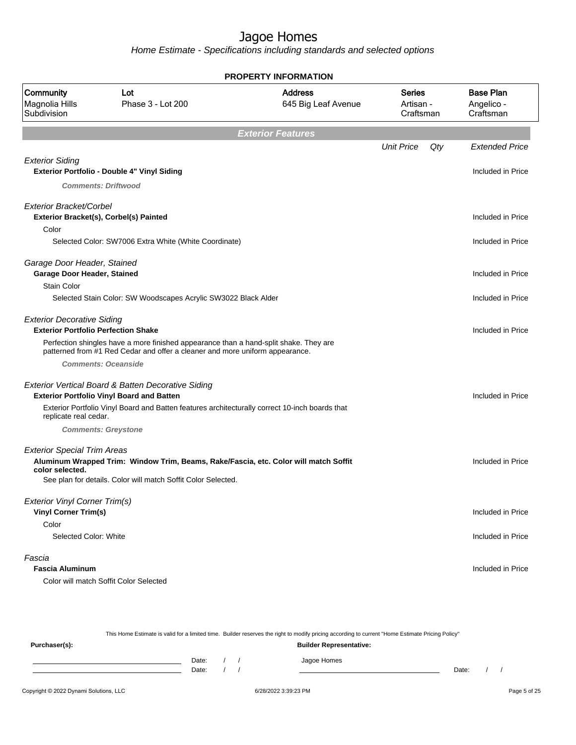# Jagoe Homes

*Home Estimate - Specifications including standards and selected options*

## PROPERTY INFORMATION

| Community | Lot | Address | Series | Base Plan |
|---|---|---|---|---|
| Magnolia Hills Subdivision | Phase 3 - Lot 200 | 645 Big Leaf Avenue | Artisan - Craftsman | Angelico - Craftsman |

## Exterior Features

| | Unit Price | Qty | Extended Price |
|---|---|---|---|
| *Exterior Siding* | | | |
| **Exterior Portfolio - Double 4" Vinyl Siding** | | | Included in Price |
| ***Comments: Driftwood*** | | | |
| *Exterior Bracket/Corbel* | | | |
| **Exterior Bracket(s), Corbel(s) Painted** | | | Included in Price |
| Color | | | |
| Selected Color: SW7006 Extra White (White Coordinate) | | | Included in Price |
| *Garage Door Header, Stained* | | | |
| **Garage Door Header, Stained** | | | Included in Price |
| Stain Color | | | |
| Selected Stain Color: SW Woodscapes Acrylic SW3022 Black Alder | | | Included in Price |
| *Exterior Decorative Siding* | | | |
| **Exterior Portfolio Perfection Shake** | | | Included in Price |
| Perfection shingles have a more finished appearance than a hand-split shake. They are patterned from #1 Red Cedar and offer a cleaner and more uniform appearance. | | | |
| ***Comments: Oceanside*** | | | |
| *Exterior Vertical Board & Batten Decorative Siding* | | | |
| **Exterior Portfolio Vinyl Board and Batten** | | | Included in Price |
| Exterior Portfolio Vinyl Board and Batten features architecturally correct 10-inch boards that replicate real cedar. | | | |
| ***Comments: Greystone*** | | | |
| *Exterior Special Trim Areas* | | | |
| **Aluminum Wrapped Trim: Window Trim, Beams, Rake/Fascia, etc. Color will match Soffit color selected.** | | | Included in Price |
| See plan for details. Color will match Soffit Color Selected. | | | |
| *Exterior Vinyl Corner Trim(s)* | | | |
| **Vinyl Corner Trim(s)** | | | Included in Price |
| Color | | | |
| Selected Color: White | | | Included in Price |
| *Fascia* | | | |
| **Fascia Aluminum** | | | Included in Price |
| Color will match Soffit Color Selected | | | |

This Home Estimate is valid for a limited time. Builder reserves the right to modify pricing according to current "Home Estimate Pricing Policy"

**Purchaser(s):**

Date: / /

Date: / /

**Builder Representative:**

Jagoe Homes

Date: / /

Copyright © 2022 Dynami Solutions, LLC 6/28/2022 3:39:23 PM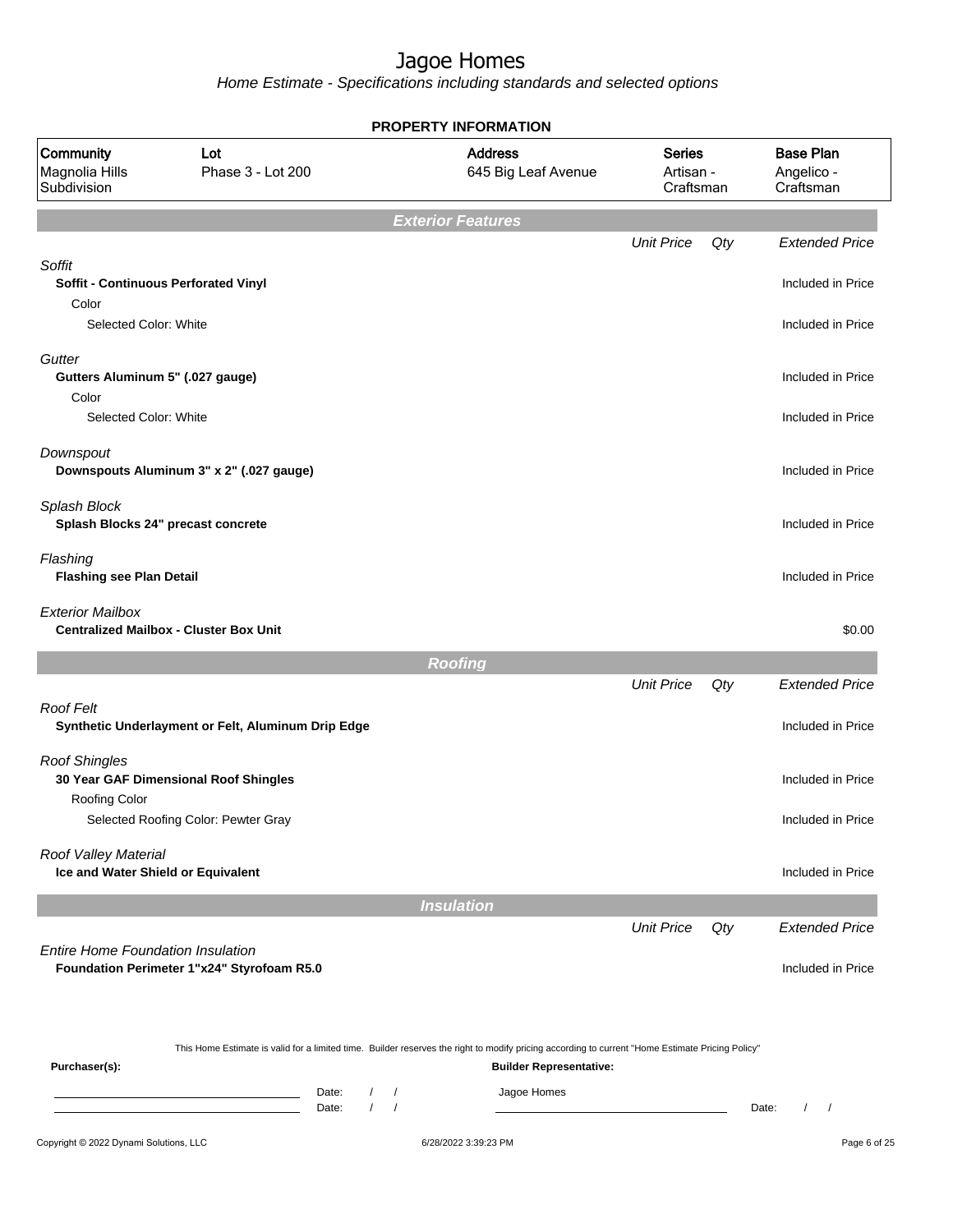# Jagoe Homes

*Home Estimate - Specifications including standards and selected options*

**PROPERTY INFORMATION**

| Community | Lot | Address | Series | Base Plan |
|---|---|---|---|---|
| Magnolia Hills Subdivision | Phase 3 - Lot 200 | 645 Big Leaf Avenue | Artisan - Craftsman | Angelico - Craftsman |

## Exterior Features

| | Unit Price | Qty | Extended Price |
|---|---|---|---|
| *Soffit* | | | |
| **Soffit - Continuous Perforated Vinyl** | | | Included in Price |
| Color | | | |
| Selected Color: White | | | Included in Price |
| *Gutter* | | | |
| **Gutters Aluminum 5" (.027 gauge)** | | | Included in Price |
| Color | | | |
| Selected Color: White | | | Included in Price |
| *Downspout* | | | |
| **Downspouts Aluminum 3" x 2" (.027 gauge)** | | | Included in Price |
| *Splash Block* | | | |
| **Splash Blocks 24" precast concrete** | | | Included in Price |
| *Flashing* | | | |
| **Flashing see Plan Detail** | | | Included in Price |
| *Exterior Mailbox* | | | |
| **Centralized Mailbox - Cluster Box Unit** | | | $0.00 |

## Roofing

| | Unit Price | Qty | Extended Price |
|---|---|---|---|
| *Roof Felt* | | | |
| **Synthetic Underlayment or Felt, Aluminum Drip Edge** | | | Included in Price |
| *Roof Shingles* | | | |
| **30 Year GAF Dimensional Roof Shingles** | | | Included in Price |
| Roofing Color | | | |
| Selected Roofing Color: Pewter Gray | | | Included in Price |
| *Roof Valley Material* | | | |
| **Ice and Water Shield or Equivalent** | | | Included in Price |

## Insulation

| | Unit Price | Qty | Extended Price |
|---|---|---|---|
| *Entire Home Foundation Insulation* | | | |
| **Foundation Perimeter 1"x24" Styrofoam R5.0** | | | Included in Price |

This Home Estimate is valid for a limited time. Builder reserves the right to modify pricing according to current "Home Estimate Pricing Policy"

**Purchaser(s):**

Date: / /

Date: / /

**Builder Representative:**

Jagoe Homes

Date: / /

Copyright © 2022 Dynami Solutions, LLC

6/28/2022 3:39:23 PM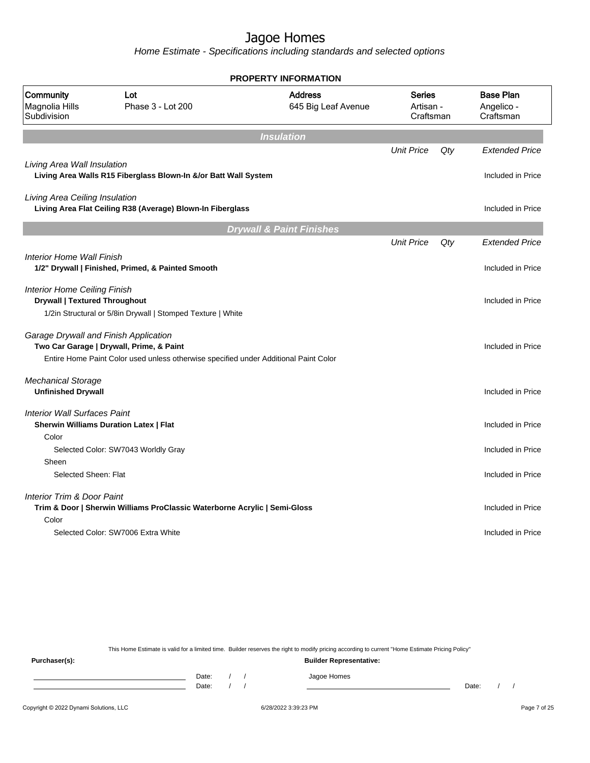# Jagoe Homes

*Home Estimate - Specifications including standards and selected options*

## PROPERTY INFORMATION

| Community | Lot | Address | Series | Base Plan |
|---|---|---|---|---|
| Magnolia Hills Subdivision | Phase 3 - Lot 200 | 645 Big Leaf Avenue | Artisan - Craftsman | Angelico - Craftsman |

## Insulation

| | Unit Price | Qty | Extended Price |
|---|---|---|---|
| *Living Area Wall Insulation* | | | |
| **Living Area Walls R15 Fiberglass Blown-In &/or Batt Wall System** | | | Included in Price |
| *Living Area Ceiling Insulation* | | | |
| **Living Area Flat Ceiling R38 (Average) Blown-In Fiberglass** | | | Included in Price |

## Drywall & Paint Finishes

| | Unit Price | Qty | Extended Price |
|---|---|---|---|
| *Interior Home Wall Finish* | | | |
| **1/2" Drywall \| Finished, Primed, & Painted Smooth** | | | Included in Price |
| *Interior Home Ceiling Finish* | | | |
| **Drywall \| Textured Throughout** | | | Included in Price |
| 1/2in Structural or 5/8in Drywall \| Stomped Texture \| White | | | |
| *Garage Drywall and Finish Application* | | | |
| **Two Car Garage \| Drywall, Prime, & Paint** | | | Included in Price |
| Entire Home Paint Color used unless otherwise specified under Additional Paint Color | | | |
| *Mechanical Storage* | | | |
| **Unfinished Drywall** | | | Included in Price |
| *Interior Wall Surfaces Paint* | | | |
| **Sherwin Williams Duration Latex \| Flat** | | | Included in Price |
| Color | | | |
| Selected Color: SW7043 Worldly Gray | | | Included in Price |
| Sheen | | | |
| Selected Sheen: Flat | | | Included in Price |
| *Interior Trim & Door Paint* | | | |
| **Trim & Door \| Sherwin Williams ProClassic Waterborne Acrylic \| Semi-Gloss** | | | Included in Price |
| Color | | | |
| Selected Color: SW7006 Extra White | | | Included in Price |

This Home Estimate is valid for a limited time. Builder reserves the right to modify pricing according to current "Home Estimate Pricing Policy"

**Purchaser(s):** ______________________ Date: / / 
______________________ Date: / /

**Builder Representative:** Jagoe Homes
______________________ Date: / /

Copyright © 2022 Dynami Solutions, LLC — 6/28/2022 3:39:23 PM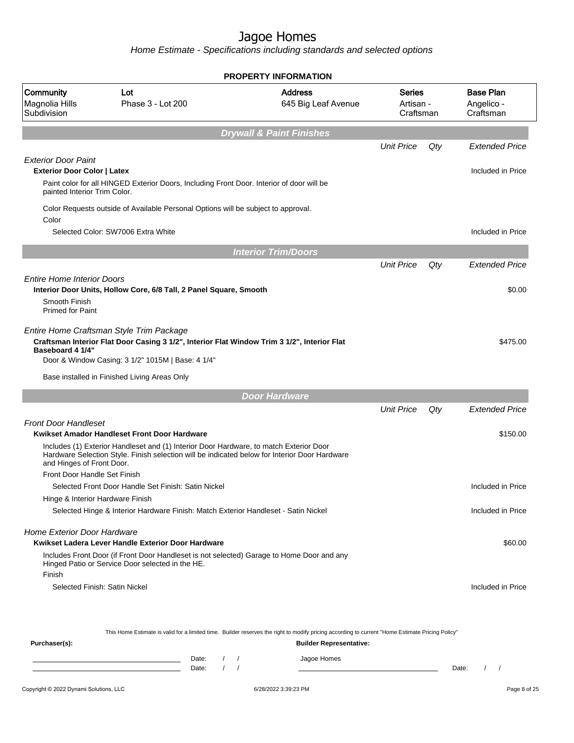# Jagoe Homes

Home Estimate - Specifications including standards and selected options

**PROPERTY INFORMATION**

| Community | Lot | Address | Series | Base Plan |
|---|---|---|---|---|
| Magnolia Hills Subdivision | Phase 3 - Lot 200 | 645 Big Leaf Avenue | Artisan - Craftsman | Angelico - Craftsman |

## Drywall & Paint Finishes

| | Unit Price | Qty | Extended Price |
|---|---|---|---|
| *Exterior Door Paint* | | | |
| **Exterior Door Color \| Latex** | | | Included in Price |
| Paint color for all HINGED Exterior Doors, Including Front Door. Interior of door will be painted Interior Trim Color. | | | |
| Color Requests outside of Available Personal Options will be subject to approval. | | | |
| Color | | | |
| Selected Color: SW7006 Extra White | | | Included in Price |

## Interior Trim/Doors

| | Unit Price | Qty | Extended Price |
|---|---|---|---|
| *Entire Home Interior Doors* | | | |
| **Interior Door Units, Hollow Core, 6/8 Tall, 2 Panel Square, Smooth** | | | $0.00 |
| Smooth Finish<br>Primed for Paint | | | |
| *Entire Home Craftsman Style Trim Package* | | | |
| **Craftsman Interior Flat Door Casing 3 1/2", Interior Flat Window Trim 3 1/2", Interior Flat Baseboard 4 1/4"** | | | $475.00 |
| Door & Window Casing: 3 1/2" 1015M \| Base: 4 1/4" | | | |
| Base installed in Finished Living Areas Only | | | |

## Door Hardware

| | Unit Price | Qty | Extended Price |
|---|---|---|---|
| *Front Door Handleset* | | | |
| **Kwikset Amador Handleset Front Door Hardware** | | | $150.00 |
| Includes (1) Exterior Handleset and (1) Interior Door Hardware, to match Exterior Door Hardware Selection Style. Finish selection will be indicated below for Interior Door Hardware and Hinges of Front Door. | | | |
| Front Door Handle Set Finish | | | |
| Selected Front Door Handle Set Finish: Satin Nickel | | | Included in Price |
| Hinge & Interior Hardware Finish | | | |
| Selected Hinge & Interior Hardware Finish: Match Exterior Handleset - Satin Nickel | | | Included in Price |
| *Home Exterior Door Hardware* | | | |
| **Kwikset Ladera Lever Handle Exterior Door Hardware** | | | $60.00 |
| Includes Front Door (if Front Door Handleset is not selected) Garage to Home Door and any Hinged Patio or Service Door selected in the HE. | | | |
| Finish | | | |
| Selected Finish: Satin Nickel | | | Included in Price |

This Home Estimate is valid for a limited time. Builder reserves the right to modify pricing according to current "Home Estimate Pricing Policy"

**Purchaser(s):** **Builder Representative:**

Date: / / Jagoe Homes
Date: / / Date: / /

Copyright © 2022 Dynami Solutions, LLC 6/28/2022 3:39:23 PM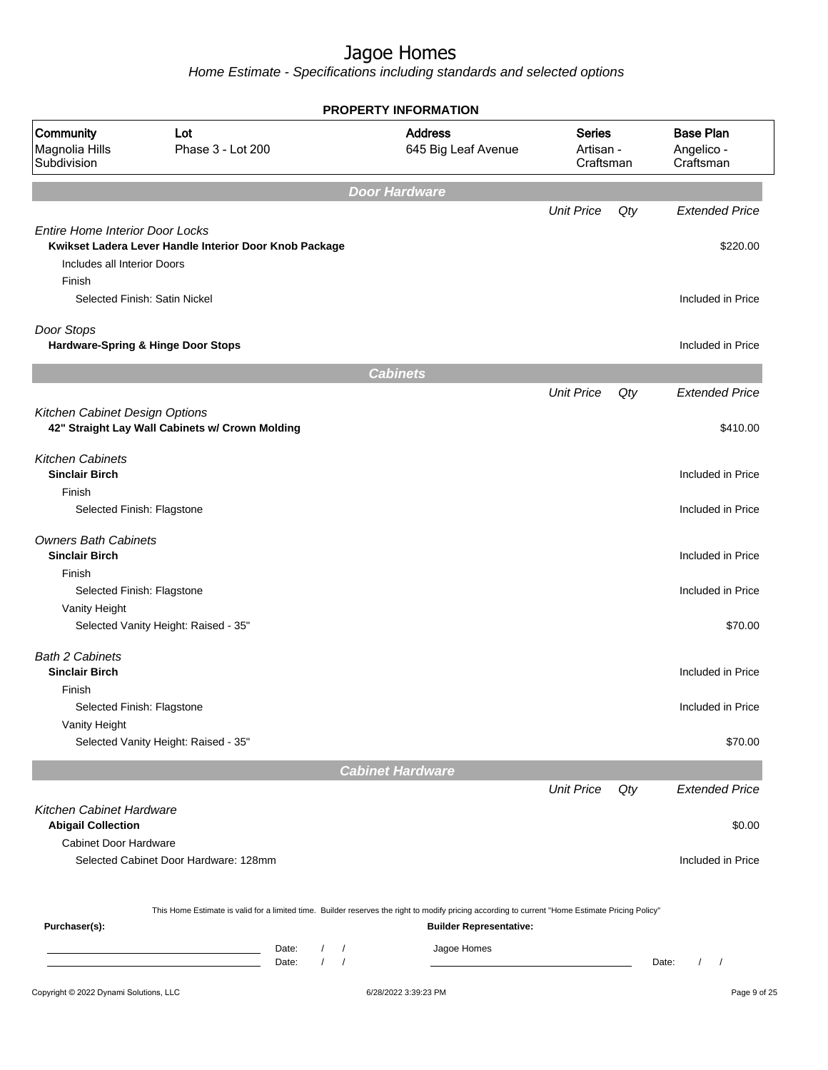# Jagoe Homes

*Home Estimate - Specifications including standards and selected options*

**PROPERTY INFORMATION**

| Community | Lot | Address | Series | Base Plan |
|---|---|---|---|---|
| Magnolia Hills Subdivision | Phase 3 - Lot 200 | 645 Big Leaf Avenue | Artisan - Craftsman | Angelico - Craftsman |

## Door Hardware

| | Unit Price | Qty | Extended Price |
|---|---|---|---|
| *Entire Home Interior Door Locks* | | | |
| **Kwikset Ladera Lever Handle Interior Door Knob Package** | | | $220.00 |
| Includes all Interior Doors | | | |
| Finish | | | |
| Selected Finish: Satin Nickel | | | Included in Price |
| *Door Stops* | | | |
| **Hardware-Spring & Hinge Door Stops** | | | Included in Price |

## Cabinets

| | Unit Price | Qty | Extended Price |
|---|---|---|---|
| *Kitchen Cabinet Design Options* | | | |
| **42" Straight Lay Wall Cabinets w/ Crown Molding** | | | $410.00 |
| *Kitchen Cabinets* | | | |
| **Sinclair Birch** | | | Included in Price |
| Finish | | | |
| Selected Finish: Flagstone | | | Included in Price |
| *Owners Bath Cabinets* | | | |
| **Sinclair Birch** | | | Included in Price |
| Finish | | | |
| Selected Finish: Flagstone | | | Included in Price |
| Vanity Height | | | |
| Selected Vanity Height: Raised - 35" | | | $70.00 |
| *Bath 2 Cabinets* | | | |
| **Sinclair Birch** | | | Included in Price |
| Finish | | | |
| Selected Finish: Flagstone | | | Included in Price |
| Vanity Height | | | |
| Selected Vanity Height: Raised - 35" | | | $70.00 |

## Cabinet Hardware

| | Unit Price | Qty | Extended Price |
|---|---|---|---|
| *Kitchen Cabinet Hardware* | | | |
| **Abigail Collection** | | | $0.00 |
| Cabinet Door Hardware | | | |
| Selected Cabinet Door Hardware: 128mm | | | Included in Price |

This Home Estimate is valid for a limited time. Builder reserves the right to modify pricing according to current "Home Estimate Pricing Policy"

**Purchaser(s):**

Date: / /

Date: / /

**Builder Representative:**

Jagoe Homes

Date: / /

Copyright © 2022 Dynami Solutions, LLC — 6/28/2022 3:39:23 PM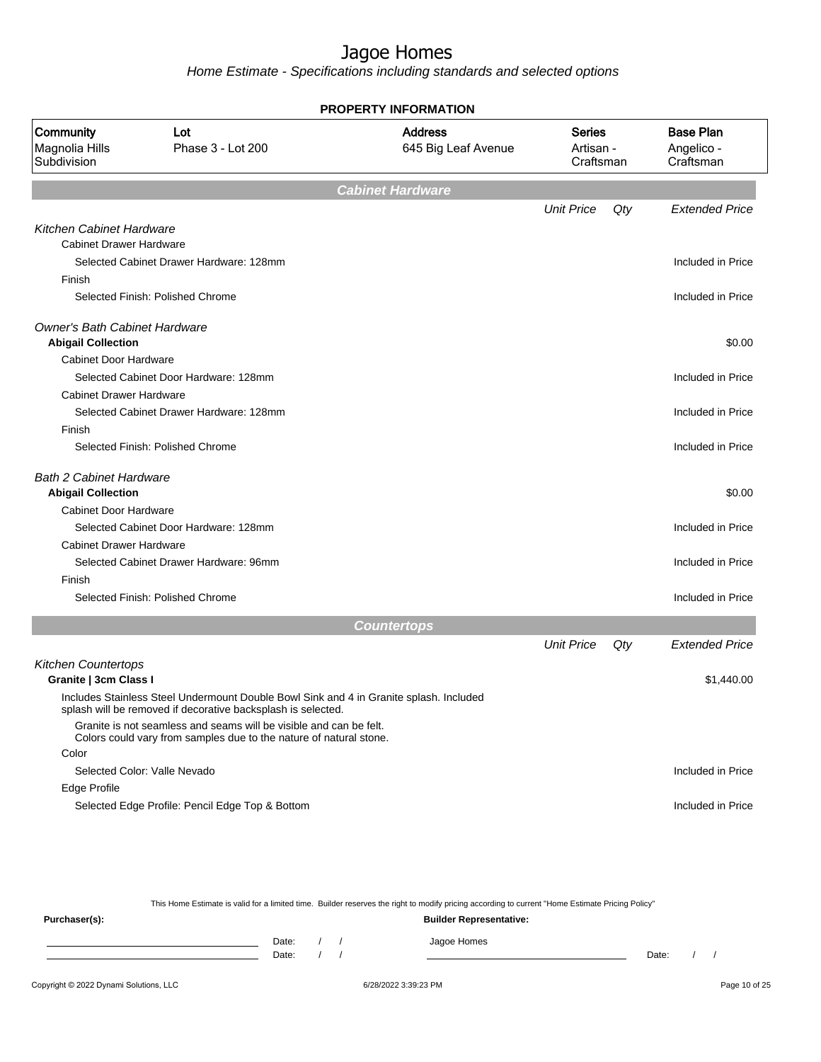# Jagoe Homes

*Home Estimate - Specifications including standards and selected options*

**PROPERTY INFORMATION**

| Community | Lot | Address | Series | Base Plan |
|---|---|---|---|---|
| Magnolia Hills Subdivision | Phase 3 - Lot 200 | 645 Big Leaf Avenue | Artisan - Craftsman | Angelico - Craftsman |

## Cabinet Hardware

| | Unit Price | Qty | Extended Price |
|---|---|---|---|
| *Kitchen Cabinet Hardware* | | | |
| Cabinet Drawer Hardware | | | |
| Selected Cabinet Drawer Hardware: 128mm | | | Included in Price |
| Finish | | | |
| Selected Finish: Polished Chrome | | | Included in Price |
| *Owner's Bath Cabinet Hardware* | | | |
| **Abigail Collection** | | | $0.00 |
| Cabinet Door Hardware | | | |
| Selected Cabinet Door Hardware: 128mm | | | Included in Price |
| Cabinet Drawer Hardware | | | |
| Selected Cabinet Drawer Hardware: 128mm | | | Included in Price |
| Finish | | | |
| Selected Finish: Polished Chrome | | | Included in Price |
| *Bath 2 Cabinet Hardware* | | | |
| **Abigail Collection** | | | $0.00 |
| Cabinet Door Hardware | | | |
| Selected Cabinet Door Hardware: 128mm | | | Included in Price |
| Cabinet Drawer Hardware | | | |
| Selected Cabinet Drawer Hardware: 96mm | | | Included in Price |
| Finish | | | |
| Selected Finish: Polished Chrome | | | Included in Price |

## Countertops

| | Unit Price | Qty | Extended Price |
|---|---|---|---|
| *Kitchen Countertops* | | | |
| **Granite \| 3cm Class I** | | | $1,440.00 |
| Includes Stainless Steel Undermount Double Bowl Sink and 4 in Granite splash. Included splash will be removed if decorative backsplash is selected. | | | |
| Granite is not seamless and seams will be visible and can be felt. Colors could vary from samples due to the nature of natural stone. | | | |
| Color | | | |
| Selected Color: Valle Nevado | | | Included in Price |
| Edge Profile | | | |
| Selected Edge Profile: Pencil Edge Top & Bottom | | | Included in Price |

This Home Estimate is valid for a limited time. Builder reserves the right to modify pricing according to current "Home Estimate Pricing Policy"

**Purchaser(s):** Date: / / Date: / /

**Builder Representative:** Jagoe Homes Date: / /

Copyright © 2022 Dynami Solutions, LLC 6/28/2022 3:39:23 PM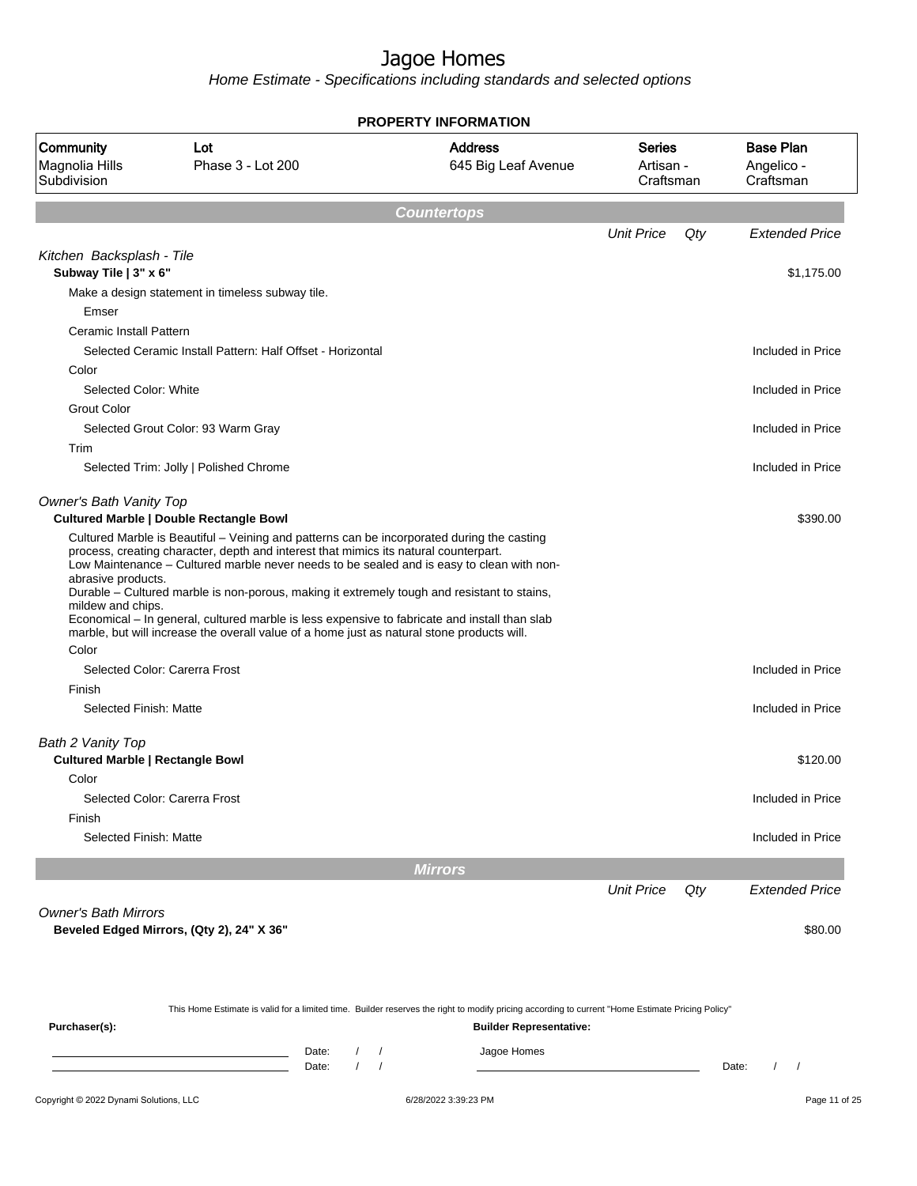# Jagoe Homes

*Home Estimate - Specifications including standards and selected options*

**PROPERTY INFORMATION**

| Community | Lot | Address | Series | Base Plan |
|---|---|---|---|---|
| Magnolia Hills Subdivision | Phase 3 - Lot 200 | 645 Big Leaf Avenue | Artisan - Craftsman | Angelico - Craftsman |

## Countertops

| | Unit Price | Qty | Extended Price |
|---|---|---|---|
| *Kitchen Backsplash - Tile* | | | |
| **Subway Tile \| 3" x 6"** | | | $1,175.00 |
| Make a design statement in timeless subway tile. | | | |
| Emser | | | |
| Ceramic Install Pattern | | | |
| Selected Ceramic Install Pattern: Half Offset - Horizontal | | | Included in Price |
| Color | | | |
| Selected Color: White | | | Included in Price |
| Grout Color | | | |
| Selected Grout Color: 93 Warm Gray | | | Included in Price |
| Trim | | | |
| Selected Trim: Jolly \| Polished Chrome | | | Included in Price |
| *Owner's Bath Vanity Top* | | | |
| **Cultured Marble \| Double Rectangle Bowl** | | | $390.00 |
| Cultured Marble is Beautiful – Veining and patterns can be incorporated during the casting process, creating character, depth and interest that mimics its natural counterpart. Low Maintenance – Cultured marble never needs to be sealed and is easy to clean with non-abrasive products. Durable – Cultured marble is non-porous, making it extremely tough and resistant to stains, mildew and chips. Economical – In general, cultured marble is less expensive to fabricate and install than slab marble, but will increase the overall value of a home just as natural stone products will. | | | |
| Color | | | |
| Selected Color: Carerra Frost | | | Included in Price |
| Finish | | | |
| Selected Finish: Matte | | | Included in Price |
| *Bath 2 Vanity Top* | | | |
| **Cultured Marble \| Rectangle Bowl** | | | $120.00 |
| Color | | | |
| Selected Color: Carerra Frost | | | Included in Price |
| Finish | | | |
| Selected Finish: Matte | | | Included in Price |

## Mirrors

| | Unit Price | Qty | Extended Price |
|---|---|---|---|
| *Owner's Bath Mirrors* | | | |
| **Beveled Edged Mirrors, (Qty 2), 24" X 36"** | | | $80.00 |

This Home Estimate is valid for a limited time. Builder reserves the right to modify pricing according to current "Home Estimate Pricing Policy"

**Purchaser(s):**

Date: / /

Date: / /

**Builder Representative:**

Jagoe Homes

Date: / /

Copyright © 2022 Dynami Solutions, LLC — 6/28/2022 3:39:23 PM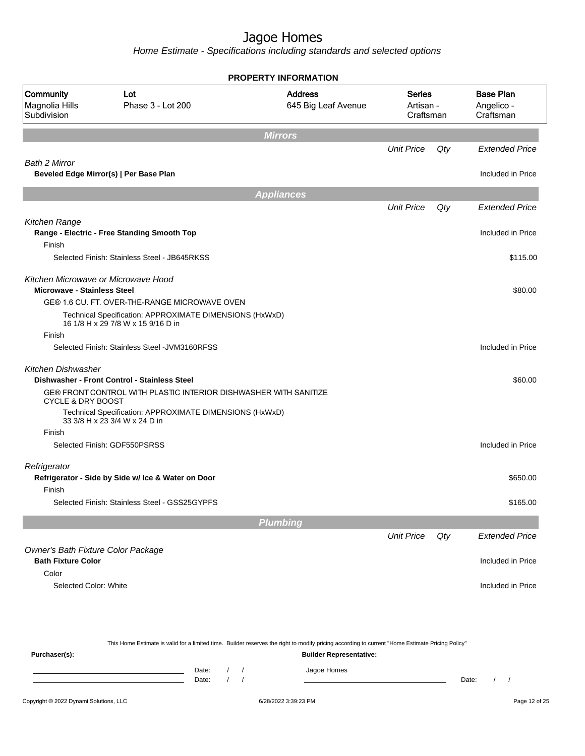# Jagoe Homes

*Home Estimate - Specifications including standards and selected options*

**PROPERTY INFORMATION**

| Community | Lot | Address | Series | Base Plan |
|---|---|---|---|---|
| Magnolia Hills Subdivision | Phase 3 - Lot 200 | 645 Big Leaf Avenue | Artisan - Craftsman | Angelico - Craftsman |

## Mirrors

| | Unit Price | Qty | Extended Price |
|---|---|---|---|
| *Bath 2 Mirror* | | | |
| **Beveled Edge Mirror(s) \| Per Base Plan** | | | Included in Price |

## Appliances

| | Unit Price | Qty | Extended Price |
|---|---|---|---|
| *Kitchen Range* | | | |
| **Range - Electric - Free Standing Smooth Top** | | | Included in Price |
| Finish | | | |
| Selected Finish: Stainless Steel - JB645RKSS | | | $115.00 |
| *Kitchen Microwave or Microwave Hood* | | | |
| **Microwave - Stainless Steel** | | | $80.00 |
| GE® 1.6 CU. FT. OVER-THE-RANGE MICROWAVE OVEN | | | |
| Technical Specification: APPROXIMATE DIMENSIONS (HxWxD) 16 1/8 H x 29 7/8 W x 15 9/16 D in | | | |
| Finish | | | |
| Selected Finish: Stainless Steel -JVM3160RFSS | | | Included in Price |
| *Kitchen Dishwasher* | | | |
| **Dishwasher - Front Control - Stainless Steel** | | | $60.00 |
| GE® FRONT CONTROL WITH PLASTIC INTERIOR DISHWASHER WITH SANITIZE CYCLE & DRY BOOST | | | |
| Technical Specification: APPROXIMATE DIMENSIONS (HxWxD) 33 3/8 H x 23 3/4 W x 24 D in | | | |
| Finish | | | |
| Selected Finish: GDF550PSRSS | | | Included in Price |
| *Refrigerator* | | | |
| **Refrigerator - Side by Side w/ Ice & Water on Door** | | | $650.00 |
| Finish | | | |
| Selected Finish: Stainless Steel - GSS25GYPFS | | | $165.00 |

## Plumbing

| | Unit Price | Qty | Extended Price |
|---|---|---|---|
| *Owner's Bath Fixture Color Package* | | | |
| **Bath Fixture Color** | | | Included in Price |
| Color | | | |
| Selected Color: White | | | Included in Price |

This Home Estimate is valid for a limited time. Builder reserves the right to modify pricing according to current "Home Estimate Pricing Policy"

**Purchaser(s):** Date: / / Date: / /

**Builder Representative:** Jagoe Homes Date: / /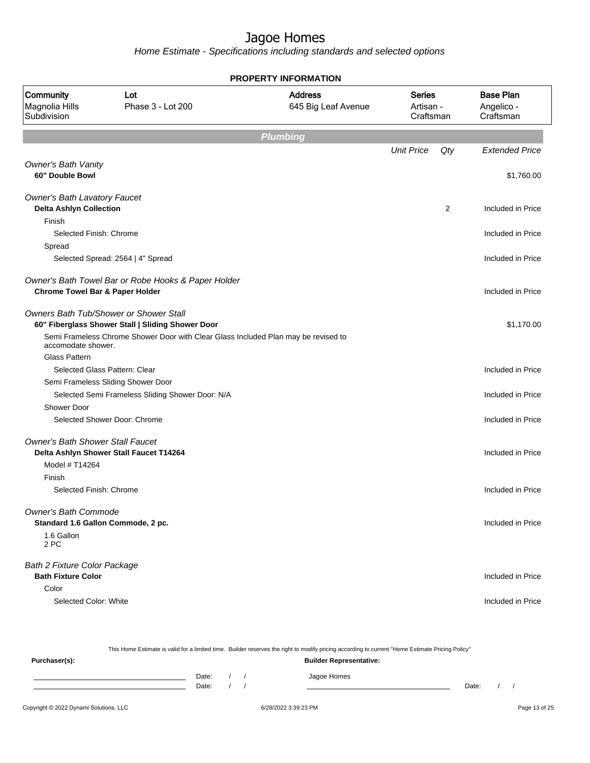# Jagoe Homes

*Home Estimate - Specifications including standards and selected options*

**PROPERTY INFORMATION**

| Community | Lot | Address | Series | Base Plan |
|---|---|---|---|---|
| Magnolia Hills Subdivision | Phase 3 - Lot 200 | 645 Big Leaf Avenue | Artisan - Craftsman | Angelico - Craftsman |

## Plumbing

| | Unit Price | Qty | Extended Price |
|---|---|---|---|
| *Owner's Bath Vanity* | | | |
| **60" Double Bowl** | | | $1,760.00 |
| *Owner's Bath Lavatory Faucet* | | | |
| **Delta Ashlyn Collection** | | 2 | Included in Price |
| Finish | | | |
| Selected Finish: Chrome | | | Included in Price |
| Spread | | | |
| Selected Spread: 2564 \| 4" Spread | | | Included in Price |
| *Owner's Bath Towel Bar or Robe Hooks & Paper Holder* | | | |
| **Chrome Towel Bar & Paper Holder** | | | Included in Price |
| *Owners Bath Tub/Shower or Shower Stall* | | | |
| **60" Fiberglass Shower Stall \| Sliding Shower Door** | | | $1,170.00 |
| Semi Frameless Chrome Shower Door with Clear Glass Included Plan may be revised to accomodate shower. | | | |
| Glass Pattern | | | |
| Selected Glass Pattern: Clear | | | Included in Price |
| Semi Frameless Sliding Shower Door | | | |
| Selected Semi Frameless Sliding Shower Door: N/A | | | Included in Price |
| Shower Door | | | |
| Selected Shower Door: Chrome | | | Included in Price |
| *Owner's Bath Shower Stall Faucet* | | | |
| **Delta Ashlyn Shower Stall Faucet T14264** | | | Included in Price |
| Model # T14264 | | | |
| Finish | | | |
| Selected Finish: Chrome | | | Included in Price |
| *Owner's Bath Commode* | | | |
| **Standard 1.6 Gallon Commode, 2 pc.** | | | Included in Price |
| 1.6 Gallon 2 PC | | | |
| *Bath 2 Fixture Color Package* | | | |
| **Bath Fixture Color** | | | Included in Price |
| Color | | | |
| Selected Color: White | | | Included in Price |

This Home Estimate is valid for a limited time. Builder reserves the right to modify pricing according to current "Home Estimate Pricing Policy"

**Purchaser(s):**

Date: / /

Date: / /

**Builder Representative:**

Jagoe Homes

Date: / /

Copyright © 2022 Dynami Solutions, LLC — 6/28/2022 3:39:23 PM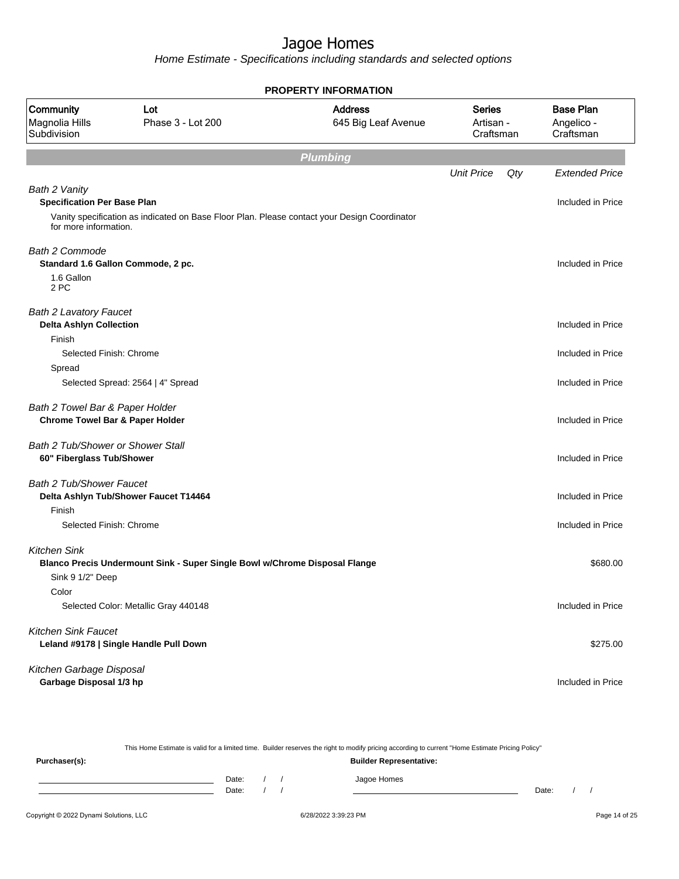# Jagoe Homes

*Home Estimate - Specifications including standards and selected options*

## PROPERTY INFORMATION

| Community | Lot | Address | Series | Base Plan |
|---|---|---|---|---|
| Magnolia Hills Subdivision | Phase 3 - Lot 200 | 645 Big Leaf Avenue | Artisan - Craftsman | Angelico - Craftsman |

## Plumbing

| | Unit Price | Qty | Extended Price |
|---|---|---|---|
| *Bath 2 Vanity* | | | |
| **Specification Per Base Plan** | | | Included in Price |
| Vanity specification as indicated on Base Floor Plan. Please contact your Design Coordinator for more information. | | | |
| *Bath 2 Commode* | | | |
| **Standard 1.6 Gallon Commode, 2 pc.** | | | Included in Price |
| 1.6 Gallon<br>2 PC | | | |
| *Bath 2 Lavatory Faucet* | | | |
| **Delta Ashlyn Collection** | | | Included in Price |
| Finish | | | |
| Selected Finish: Chrome | | | Included in Price |
| Spread | | | |
| Selected Spread: 2564 \| 4" Spread | | | Included in Price |
| *Bath 2 Towel Bar & Paper Holder* | | | |
| **Chrome Towel Bar & Paper Holder** | | | Included in Price |
| *Bath 2 Tub/Shower or Shower Stall* | | | |
| **60" Fiberglass Tub/Shower** | | | Included in Price |
| *Bath 2 Tub/Shower Faucet* | | | |
| **Delta Ashlyn Tub/Shower Faucet T14464** | | | Included in Price |
| Finish | | | |
| Selected Finish: Chrome | | | Included in Price |
| *Kitchen Sink* | | | |
| **Blanco Precis Undermount Sink - Super Single Bowl w/Chrome Disposal Flange** | | | $680.00 |
| Sink 9 1/2" Deep | | | |
| Color | | | |
| Selected Color: Metallic Gray 440148 | | | Included in Price |
| *Kitchen Sink Faucet* | | | |
| **Leland #9178 \| Single Handle Pull Down** | | | $275.00 |
| *Kitchen Garbage Disposal* | | | |
| **Garbage Disposal 1/3 hp** | | | Included in Price |

This Home Estimate is valid for a limited time. Builder reserves the right to modify pricing according to current "Home Estimate Pricing Policy"

**Purchaser(s):**

Date: / /
Date: / /

**Builder Representative:**

Jagoe Homes

Date: / /

Copyright © 2022 Dynami Solutions, LLC — 6/28/2022 3:39:23 PM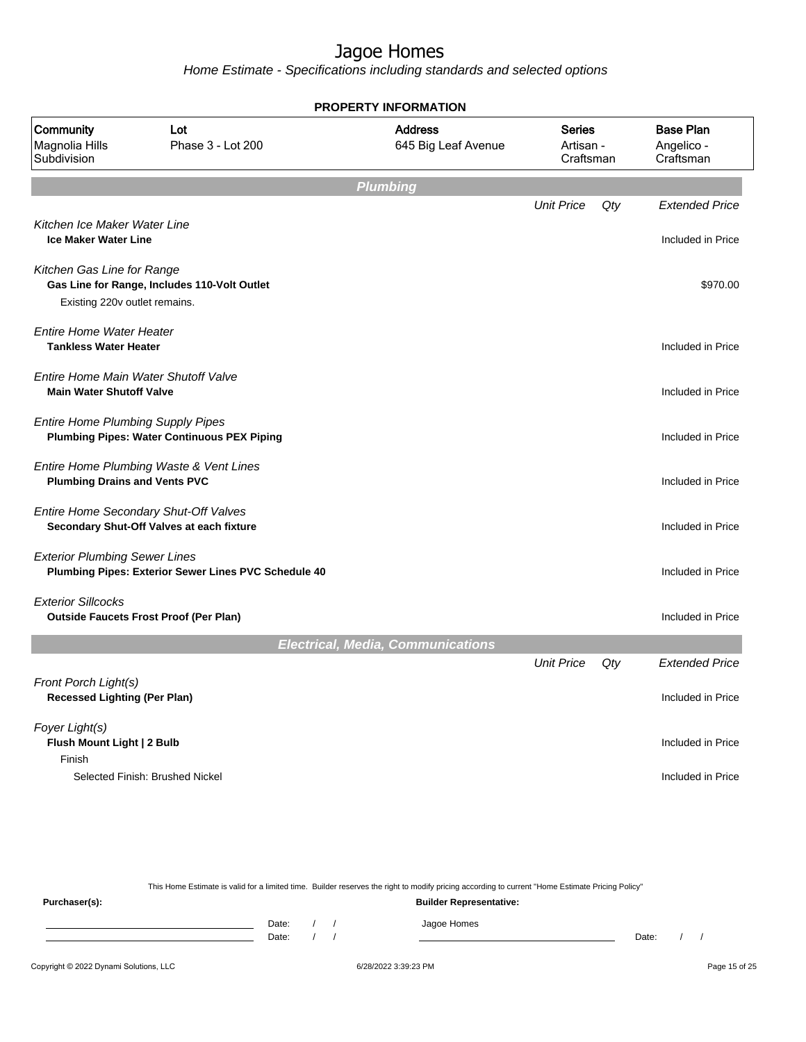# Jagoe Homes

*Home Estimate - Specifications including standards and selected options*

**PROPERTY INFORMATION**

| Community | Lot | Address | Series | Base Plan |
|---|---|---|---|---|
| Magnolia Hills Subdivision | Phase 3 - Lot 200 | 645 Big Leaf Avenue | Artisan - Craftsman | Angelico - Craftsman |

## Plumbing

| | Unit Price | Qty | Extended Price |
|---|---|---|---|
| *Kitchen Ice Maker Water Line* | | | |
| **Ice Maker Water Line** | | | Included in Price |
| *Kitchen Gas Line for Range* | | | |
| **Gas Line for Range, Includes 110-Volt Outlet** | | | $970.00 |
| Existing 220v outlet remains. | | | |
| *Entire Home Water Heater* | | | |
| **Tankless Water Heater** | | | Included in Price |
| *Entire Home Main Water Shutoff Valve* | | | |
| **Main Water Shutoff Valve** | | | Included in Price |
| *Entire Home Plumbing Supply Pipes* | | | |
| **Plumbing Pipes: Water Continuous PEX Piping** | | | Included in Price |
| *Entire Home Plumbing Waste & Vent Lines* | | | |
| **Plumbing Drains and Vents PVC** | | | Included in Price |
| *Entire Home Secondary Shut-Off Valves* | | | |
| **Secondary Shut-Off Valves at each fixture** | | | Included in Price |
| *Exterior Plumbing Sewer Lines* | | | |
| **Plumbing Pipes: Exterior Sewer Lines PVC Schedule 40** | | | Included in Price |
| *Exterior Sillcocks* | | | |
| **Outside Faucets Frost Proof (Per Plan)** | | | Included in Price |

## Electrical, Media, Communications

| | Unit Price | Qty | Extended Price |
|---|---|---|---|
| *Front Porch Light(s)* | | | |
| **Recessed Lighting (Per Plan)** | | | Included in Price |
| *Foyer Light(s)* | | | |
| **Flush Mount Light \| 2 Bulb** | | | Included in Price |
| Finish | | | |
| Selected Finish: Brushed Nickel | | | Included in Price |

This Home Estimate is valid for a limited time. Builder reserves the right to modify pricing according to current "Home Estimate Pricing Policy"

**Purchaser(s):**

Date: / /

Date: / /

**Builder Representative:**

Jagoe Homes

Date: / /

Copyright © 2022 Dynami Solutions, LLC — 6/28/2022 3:39:23 PM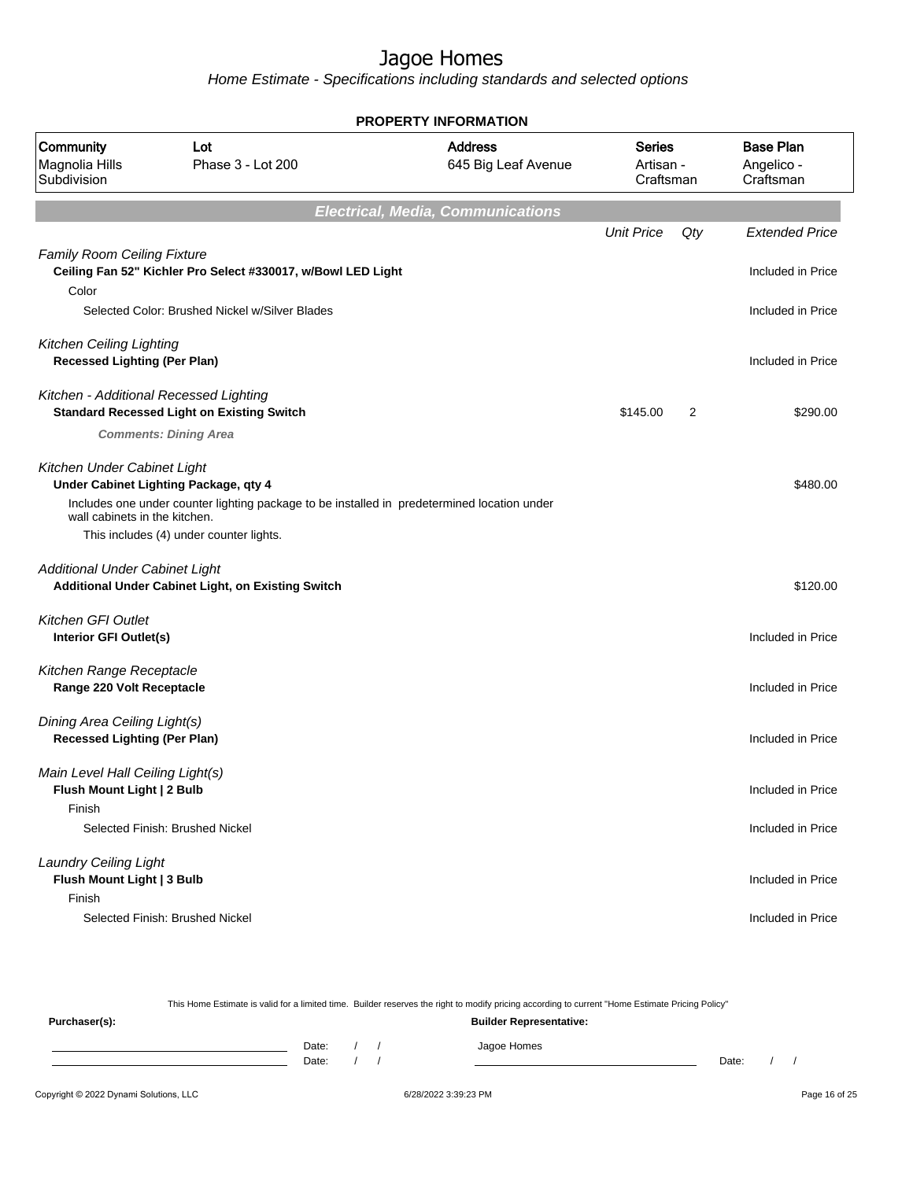# Jagoe Homes

*Home Estimate - Specifications including standards and selected options*

**PROPERTY INFORMATION**

| Community | Lot | Address | Series | Base Plan |
|---|---|---|---|---|
| Magnolia Hills Subdivision | Phase 3 - Lot 200 | 645 Big Leaf Avenue | Artisan - Craftsman | Angelico - Craftsman |

## Electrical, Media, Communications

| | Unit Price | Qty | Extended Price |
|---|---|---|---|
| *Family Room Ceiling Fixture* | | | |
| **Ceiling Fan 52" Kichler Pro Select #330017, w/Bowl LED Light** | | | Included in Price |
| Color | | | |
| Selected Color: Brushed Nickel w/Silver Blades | | | Included in Price |
| *Kitchen Ceiling Lighting* | | | |
| **Recessed Lighting (Per Plan)** | | | Included in Price |
| *Kitchen - Additional Recessed Lighting* | | | |
| **Standard Recessed Light on Existing Switch** | $145.00 | 2 | $290.00 |
| ***Comments: Dining Area*** | | | |
| *Kitchen Under Cabinet Light* | | | |
| **Under Cabinet Lighting Package, qty 4** | | | $480.00 |
| Includes one under counter lighting package to be installed in predetermined location under wall cabinets in the kitchen. This includes (4) under counter lights. | | | |
| *Additional Under Cabinet Light* | | | |
| **Additional Under Cabinet Light, on Existing Switch** | | | $120.00 |
| *Kitchen GFI Outlet* | | | |
| **Interior GFI Outlet(s)** | | | Included in Price |
| *Kitchen Range Receptacle* | | | |
| **Range 220 Volt Receptacle** | | | Included in Price |
| *Dining Area Ceiling Light(s)* | | | |
| **Recessed Lighting (Per Plan)** | | | Included in Price |
| *Main Level Hall Ceiling Light(s)* | | | |
| **Flush Mount Light \| 2 Bulb** | | | Included in Price |
| Finish | | | |
| Selected Finish: Brushed Nickel | | | Included in Price |
| *Laundry Ceiling Light* | | | |
| **Flush Mount Light \| 3 Bulb** | | | Included in Price |
| Finish | | | |
| Selected Finish: Brushed Nickel | | | Included in Price |

This Home Estimate is valid for a limited time. Builder reserves the right to modify pricing according to current "Home Estimate Pricing Policy"

**Purchaser(s):** ______________________ Date: / /
______________________ Date: / /

**Builder Representative:** Jagoe Homes ______________________ Date: / /

Copyright © 2022 Dynami Solutions, LLC — 6/28/2022 3:39:23 PM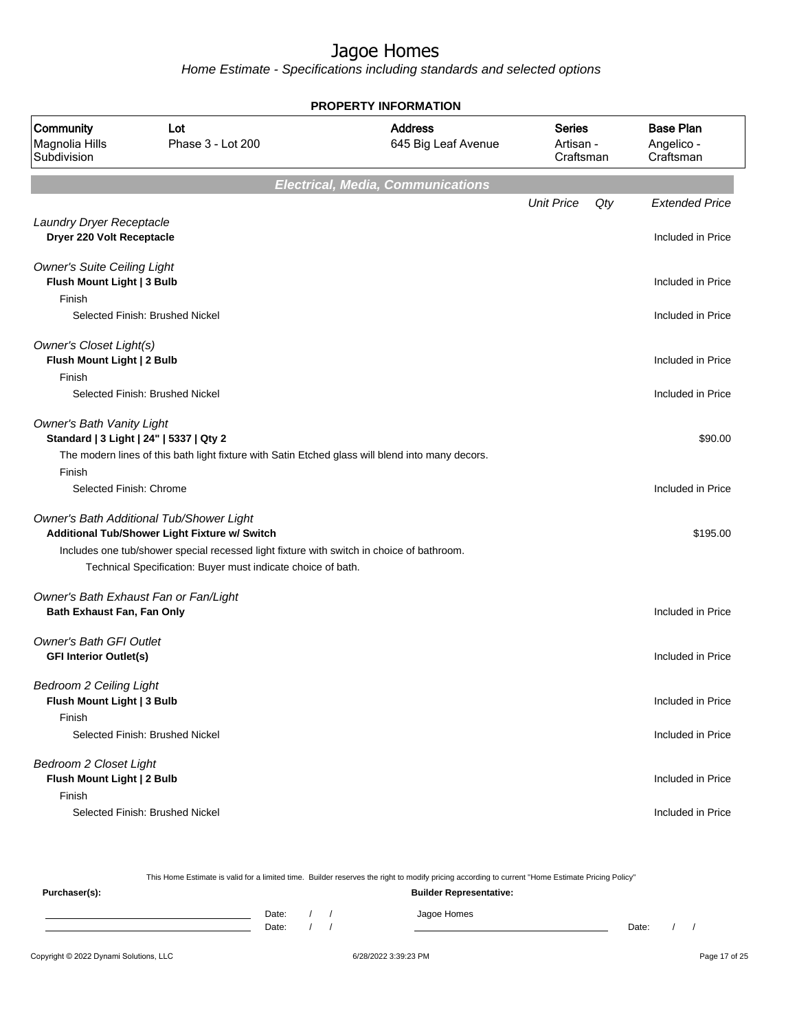# Jagoe Homes

Home Estimate - Specifications including standards and selected options

**PROPERTY INFORMATION**

| Community | Lot | Address | Series | Base Plan |
|---|---|---|---|---|
| Magnolia Hills Subdivision | Phase 3 - Lot 200 | 645 Big Leaf Avenue | Artisan - Craftsman | Angelico - Craftsman |

## Electrical, Media, Communications

| | Unit Price | Qty | Extended Price |
|---|---|---|---|
| *Laundry Dryer Receptacle* | | | |
| **Dryer 220 Volt Receptacle** | | | Included in Price |
| *Owner's Suite Ceiling Light* | | | |
| **Flush Mount Light \| 3 Bulb** | | | Included in Price |
| Finish | | | |
| Selected Finish: Brushed Nickel | | | Included in Price |
| *Owner's Closet Light(s)* | | | |
| **Flush Mount Light \| 2 Bulb** | | | Included in Price |
| Finish | | | |
| Selected Finish: Brushed Nickel | | | Included in Price |
| *Owner's Bath Vanity Light* | | | |
| **Standard \| 3 Light \| 24" \| 5337 \| Qty 2** | | | $90.00 |
| The modern lines of this bath light fixture with Satin Etched glass will blend into many decors. | | | |
| Finish | | | |
| Selected Finish: Chrome | | | Included in Price |
| *Owner's Bath Additional Tub/Shower Light* | | | |
| **Additional Tub/Shower Light Fixture w/ Switch** | | | $195.00 |
| Includes one tub/shower special recessed light fixture with switch in choice of bathroom. | | | |
| Technical Specification: Buyer must indicate choice of bath. | | | |
| *Owner's Bath Exhaust Fan or Fan/Light* | | | |
| **Bath Exhaust Fan, Fan Only** | | | Included in Price |
| *Owner's Bath GFI Outlet* | | | |
| **GFI Interior Outlet(s)** | | | Included in Price |
| *Bedroom 2 Ceiling Light* | | | |
| **Flush Mount Light \| 3 Bulb** | | | Included in Price |
| Finish | | | |
| Selected Finish: Brushed Nickel | | | Included in Price |
| *Bedroom 2 Closet Light* | | | |
| **Flush Mount Light \| 2 Bulb** | | | Included in Price |
| Finish | | | |
| Selected Finish: Brushed Nickel | | | Included in Price |

This Home Estimate is valid for a limited time. Builder reserves the right to modify pricing according to current "Home Estimate Pricing Policy"

**Purchaser(s):** Date: / / Date: / /

**Builder Representative:** Jagoe Homes Date: / /

Copyright © 2022 Dynami Solutions, LLC 6/28/2022 3:39:23 PM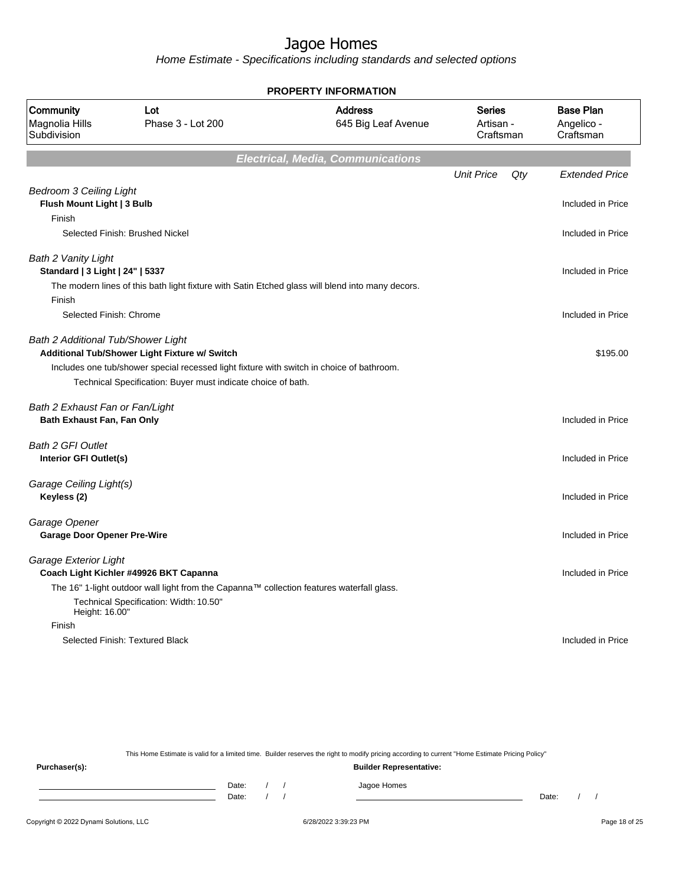# Jagoe Homes

*Home Estimate - Specifications including standards and selected options*

## PROPERTY INFORMATION

| Community | Lot | Address | Series | Base Plan |
|---|---|---|---|---|
| Magnolia Hills Subdivision | Phase 3 - Lot 200 | 645 Big Leaf Avenue | Artisan - Craftsman | Angelico - Craftsman |

## Electrical, Media, Communications

| | Unit Price | Qty | Extended Price |
|---|---|---|---|
| *Bedroom 3 Ceiling Light* | | | |
| **Flush Mount Light \| 3 Bulb** | | | Included in Price |
| Finish | | | |
| Selected Finish: Brushed Nickel | | | Included in Price |
| *Bath 2 Vanity Light* | | | |
| **Standard \| 3 Light \| 24" \| 5337** | | | Included in Price |
| The modern lines of this bath light fixture with Satin Etched glass will blend into many decors. | | | |
| Finish | | | |
| Selected Finish: Chrome | | | Included in Price |
| *Bath 2 Additional Tub/Shower Light* | | | |
| **Additional Tub/Shower Light Fixture w/ Switch** | | | $195.00 |
| Includes one tub/shower special recessed light fixture with switch in choice of bathroom. | | | |
| Technical Specification: Buyer must indicate choice of bath. | | | |
| *Bath 2 Exhaust Fan or Fan/Light* | | | |
| **Bath Exhaust Fan, Fan Only** | | | Included in Price |
| *Bath 2 GFI Outlet* | | | |
| **Interior GFI Outlet(s)** | | | Included in Price |
| *Garage Ceiling Light(s)* | | | |
| **Keyless (2)** | | | Included in Price |
| *Garage Opener* | | | |
| **Garage Door Opener Pre-Wire** | | | Included in Price |
| *Garage Exterior Light* | | | |
| **Coach Light Kichler #49926 BKT Capanna** | | | Included in Price |
| The 16" 1-light outdoor wall light from the Capanna™ collection features waterfall glass. | | | |
| Technical Specification: Width: 10.50" Height: 16.00" | | | |
| Finish | | | |
| Selected Finish: Textured Black | | | Included in Price |

This Home Estimate is valid for a limited time. Builder reserves the right to modify pricing according to current "Home Estimate Pricing Policy"

**Purchaser(s):**

Date: / /

Date: / /

**Builder Representative:**

Jagoe Homes

Date: / /

Copyright © 2022 Dynami Solutions, LLC    6/28/2022 3:39:23 PM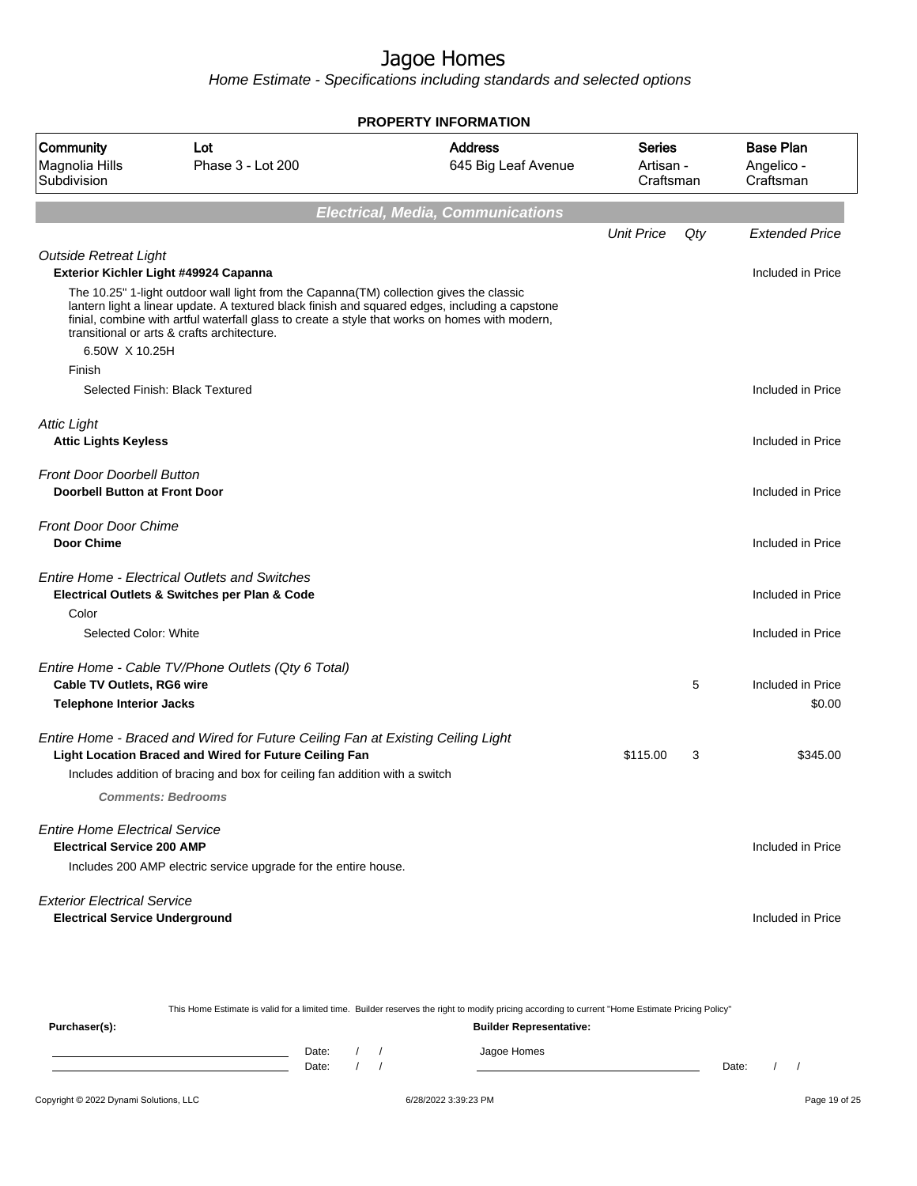# Jagoe Homes

*Home Estimate - Specifications including standards and selected options*

**PROPERTY INFORMATION**

| Community | Lot | Address | Series | Base Plan |
|---|---|---|---|---|
| Magnolia Hills Subdivision | Phase 3 - Lot 200 | 645 Big Leaf Avenue | Artisan - Craftsman | Angelico - Craftsman |

## Electrical, Media, Communications

| | Unit Price | Qty | Extended Price |
|---|---|---|---|
| *Outside Retreat Light* | | | |
| **Exterior Kichler Light #49924 Capanna** | | | Included in Price |
| The 10.25" 1-light outdoor wall light from the Capanna(TM) collection gives the classic lantern light a linear update. A textured black finish and squared edges, including a capstone finial, combine with artful waterfall glass to create a style that works on homes with modern, transitional or arts & crafts architecture. | | | |
| 6.50W X 10.25H | | | |
| Finish | | | |
| Selected Finish: Black Textured | | | Included in Price |
| *Attic Light* | | | |
| **Attic Lights Keyless** | | | Included in Price |
| *Front Door Doorbell Button* | | | |
| **Doorbell Button at Front Door** | | | Included in Price |
| *Front Door Door Chime* | | | |
| **Door Chime** | | | Included in Price |
| *Entire Home - Electrical Outlets and Switches* | | | |
| **Electrical Outlets & Switches per Plan & Code** | | | Included in Price |
| Color | | | |
| Selected Color: White | | | Included in Price |
| *Entire Home - Cable TV/Phone Outlets (Qty 6 Total)* | | | |
| **Cable TV Outlets, RG6 wire** | | 5 | Included in Price |
| **Telephone Interior Jacks** | | | $0.00 |
| *Entire Home - Braced and Wired for Future Ceiling Fan at Existing Ceiling Light* | | | |
| **Light Location Braced and Wired for Future Ceiling Fan** | $115.00 | 3 | $345.00 |
| Includes addition of bracing and box for ceiling fan addition with a switch | | | |
| ***Comments: Bedrooms*** | | | |
| *Entire Home Electrical Service* | | | |
| **Electrical Service 200 AMP** | | | Included in Price |
| Includes 200 AMP electric service upgrade for the entire house. | | | |
| *Exterior Electrical Service* | | | |
| **Electrical Service Underground** | | | Included in Price |

This Home Estimate is valid for a limited time. Builder reserves the right to modify pricing according to current "Home Estimate Pricing Policy"

**Purchaser(s):**

______________________ Date: / /

______________________ Date: / /

**Builder Representative:**

Jagoe Homes

______________________ Date: / /

Copyright © 2022 Dynami Solutions, LLC — 6/28/2022 3:39:23 PM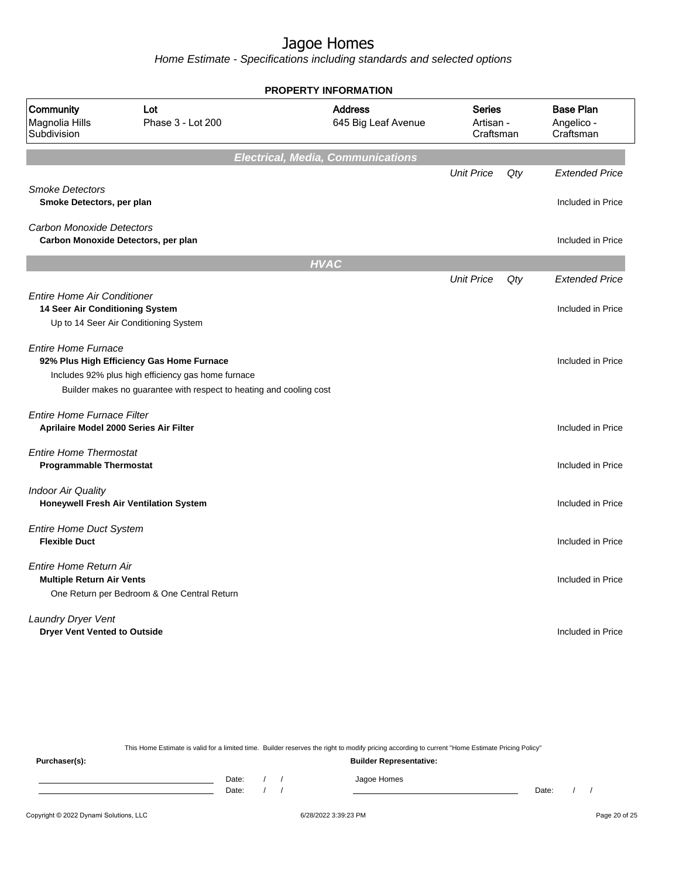# Jagoe Homes

*Home Estimate - Specifications including standards and selected options*

**PROPERTY INFORMATION**

| Community | Lot | Address | Series | Base Plan |
|---|---|---|---|---|
| Magnolia Hills Subdivision | Phase 3 - Lot 200 | 645 Big Leaf Avenue | Artisan - Craftsman | Angelico - Craftsman |

## Electrical, Media, Communications

| | Unit Price | Qty | Extended Price |
|---|---|---|---|
| *Smoke Detectors* | | | |
| **Smoke Detectors, per plan** | | | Included in Price |
| *Carbon Monoxide Detectors* | | | |
| **Carbon Monoxide Detectors, per plan** | | | Included in Price |

## HVAC

| | Unit Price | Qty | Extended Price |
|---|---|---|---|
| *Entire Home Air Conditioner* | | | |
| **14 Seer Air Conditioning System**<br>Up to 14 Seer Air Conditioning System | | | Included in Price |
| *Entire Home Furnace* | | | |
| **92% Plus High Efficiency Gas Home Furnace**<br>Includes 92% plus high efficiency gas home furnace<br>Builder makes no guarantee with respect to heating and cooling cost | | | Included in Price |
| *Entire Home Furnace Filter* | | | |
| **Aprilaire Model 2000 Series Air Filter** | | | Included in Price |
| *Entire Home Thermostat* | | | |
| **Programmable Thermostat** | | | Included in Price |
| *Indoor Air Quality* | | | |
| **Honeywell Fresh Air Ventilation System** | | | Included in Price |
| *Entire Home Duct System* | | | |
| **Flexible Duct** | | | Included in Price |
| *Entire Home Return Air* | | | |
| **Multiple Return Air Vents**<br>One Return per Bedroom & One Central Return | | | Included in Price |
| *Laundry Dryer Vent* | | | |
| **Dryer Vent Vented to Outside** | | | Included in Price |

This Home Estimate is valid for a limited time. Builder reserves the right to modify pricing according to current "Home Estimate Pricing Policy"

**Purchaser(s):** Date: / / Date: / /

**Builder Representative:** Jagoe Homes Date: / /

Copyright © 2022 Dynami Solutions, LLC 6/28/2022 3:39:23 PM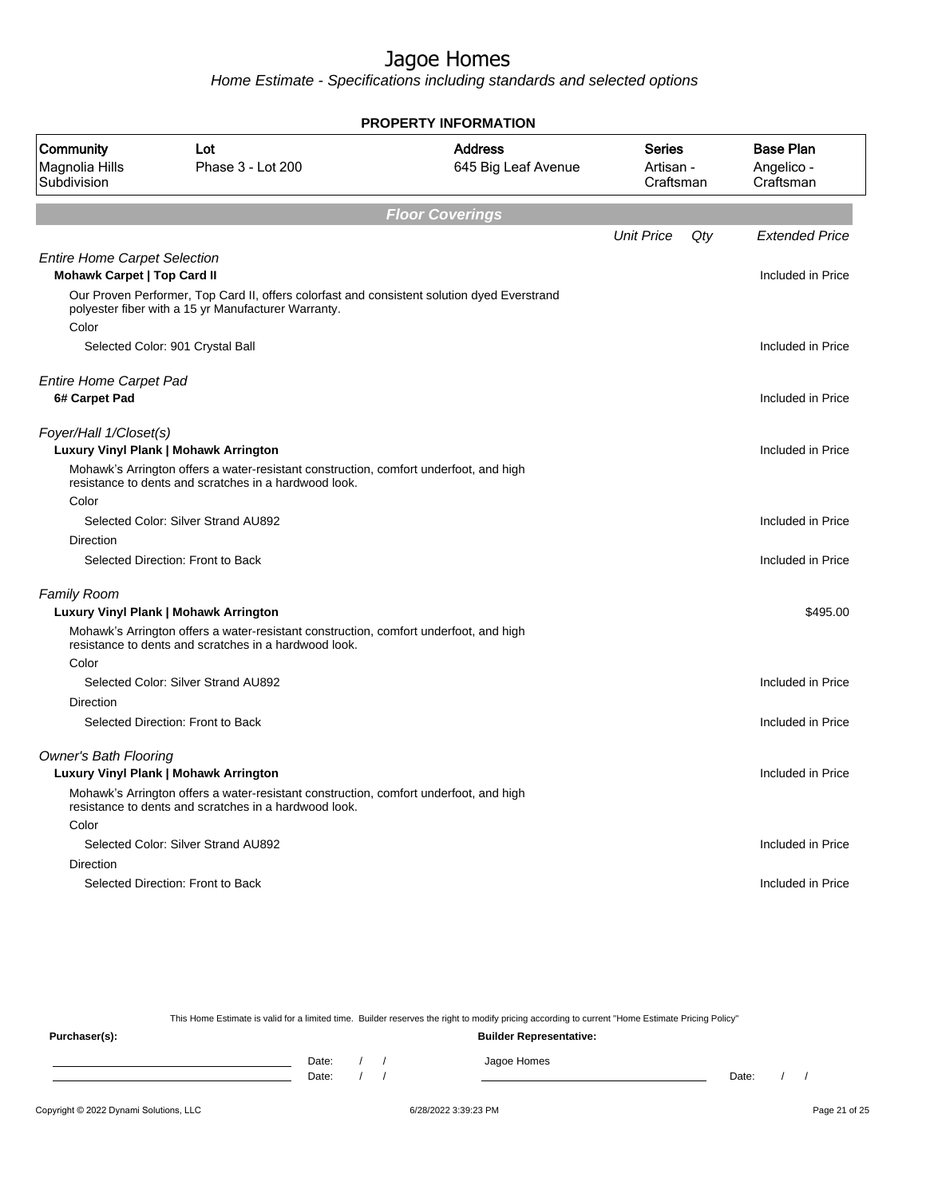# Jagoe Homes

*Home Estimate - Specifications including standards and selected options*

**PROPERTY INFORMATION**

| Community | Lot | Address | Series | Base Plan |
|---|---|---|---|---|
| Magnolia Hills Subdivision | Phase 3 - Lot 200 | 645 Big Leaf Avenue | Artisan - Craftsman | Angelico - Craftsman |

## Floor Coverings

| | Unit Price | Qty | Extended Price |
|---|---|---|---|
| *Entire Home Carpet Selection* | | | |
| **Mohawk Carpet \| Top Card II** | | | Included in Price |
| Our Proven Performer, Top Card II, offers colorfast and consistent solution dyed Everstrand polyester fiber with a 15 yr Manufacturer Warranty. | | | |
| Color | | | |
| Selected Color: 901 Crystal Ball | | | Included in Price |
| *Entire Home Carpet Pad* | | | |
| **6# Carpet Pad** | | | Included in Price |
| *Foyer/Hall 1/Closet(s)* | | | |
| **Luxury Vinyl Plank \| Mohawk Arrington** | | | Included in Price |
| Mohawk's Arrington offers a water-resistant construction, comfort underfoot, and high resistance to dents and scratches in a hardwood look. | | | |
| Color | | | |
| Selected Color: Silver Strand AU892 | | | Included in Price |
| Direction | | | |
| Selected Direction: Front to Back | | | Included in Price |
| *Family Room* | | | |
| **Luxury Vinyl Plank \| Mohawk Arrington** | | | $495.00 |
| Mohawk's Arrington offers a water-resistant construction, comfort underfoot, and high resistance to dents and scratches in a hardwood look. | | | |
| Color | | | |
| Selected Color: Silver Strand AU892 | | | Included in Price |
| Direction | | | |
| Selected Direction: Front to Back | | | Included in Price |
| *Owner's Bath Flooring* | | | |
| **Luxury Vinyl Plank \| Mohawk Arrington** | | | Included in Price |
| Mohawk's Arrington offers a water-resistant construction, comfort underfoot, and high resistance to dents and scratches in a hardwood look. | | | |
| Color | | | |
| Selected Color: Silver Strand AU892 | | | Included in Price |
| Direction | | | |
| Selected Direction: Front to Back | | | Included in Price |

This Home Estimate is valid for a limited time. Builder reserves the right to modify pricing according to current "Home Estimate Pricing Policy"

**Purchaser(s):**

Date: / /

Date: / /

**Builder Representative:**

Jagoe Homes

Date: / /

Copyright © 2022 Dynami Solutions, LLC

6/28/2022 3:39:23 PM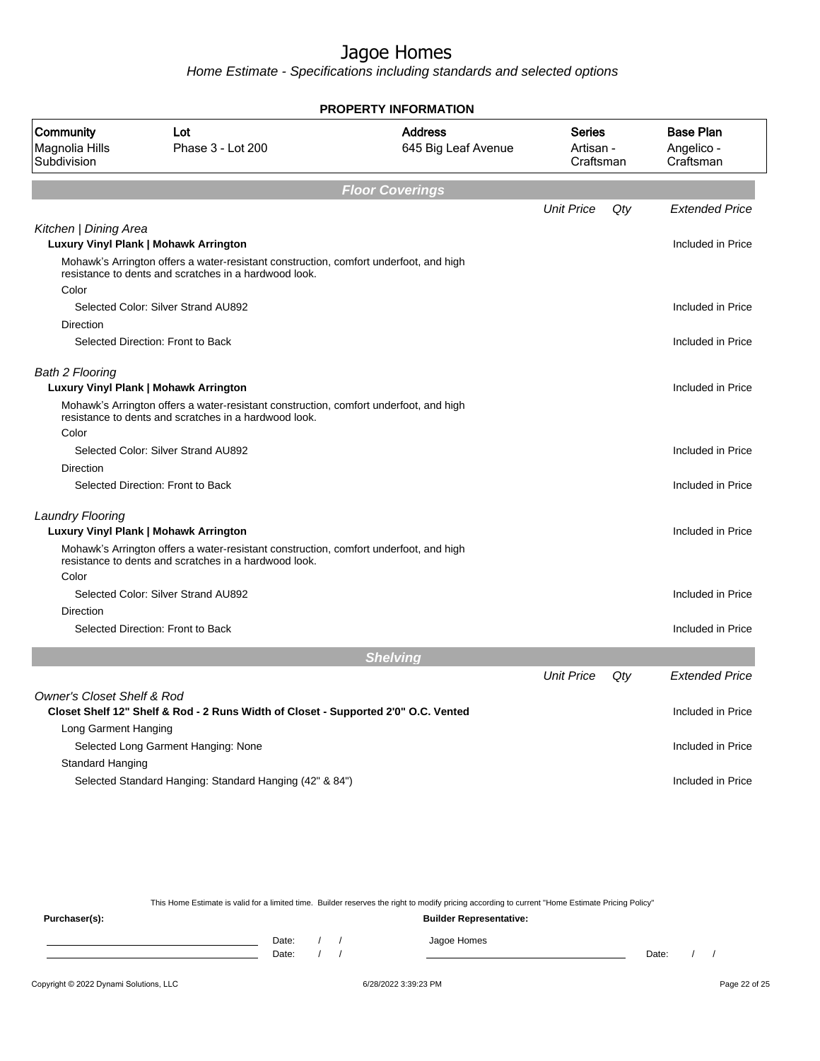# Jagoe Homes

*Home Estimate - Specifications including standards and selected options*

## PROPERTY INFORMATION

| Community | Lot | Address | Series | Base Plan |
|---|---|---|---|---|
| Magnolia Hills Subdivision | Phase 3 - Lot 200 | 645 Big Leaf Avenue | Artisan - Craftsman | Angelico - Craftsman |

## Floor Coverings

| | Unit Price | Qty | Extended Price |
|---|---|---|---|
| *Kitchen \| Dining Area* | | | |
| **Luxury Vinyl Plank \| Mohawk Arrington** | | | Included in Price |
| Mohawk's Arrington offers a water-resistant construction, comfort underfoot, and high resistance to dents and scratches in a hardwood look. | | | |
| Color | | | |
| Selected Color: Silver Strand AU892 | | | Included in Price |
| Direction | | | |
| Selected Direction: Front to Back | | | Included in Price |
| *Bath 2 Flooring* | | | |
| **Luxury Vinyl Plank \| Mohawk Arrington** | | | Included in Price |
| Mohawk's Arrington offers a water-resistant construction, comfort underfoot, and high resistance to dents and scratches in a hardwood look. | | | |
| Color | | | |
| Selected Color: Silver Strand AU892 | | | Included in Price |
| Direction | | | |
| Selected Direction: Front to Back | | | Included in Price |
| *Laundry Flooring* | | | |
| **Luxury Vinyl Plank \| Mohawk Arrington** | | | Included in Price |
| Mohawk's Arrington offers a water-resistant construction, comfort underfoot, and high resistance to dents and scratches in a hardwood look. | | | |
| Color | | | |
| Selected Color: Silver Strand AU892 | | | Included in Price |
| Direction | | | |
| Selected Direction: Front to Back | | | Included in Price |

## Shelving

| | Unit Price | Qty | Extended Price |
|---|---|---|---|
| *Owner's Closet Shelf & Rod* | | | |
| **Closet Shelf 12" Shelf & Rod - 2 Runs Width of Closet - Supported 2'0" O.C. Vented** | | | Included in Price |
| Long Garment Hanging | | | |
| Selected Long Garment Hanging: None | | | Included in Price |
| Standard Hanging | | | |
| Selected Standard Hanging: Standard Hanging (42" & 84") | | | Included in Price |

This Home Estimate is valid for a limited time. Builder reserves the right to modify pricing according to current "Home Estimate Pricing Policy"

**Purchaser(s):** 

Date: / /

Date: / /

**Builder Representative:**

Jagoe Homes

Date: / /

Copyright © 2022 Dynami Solutions, LLC

6/28/2022 3:39:23 PM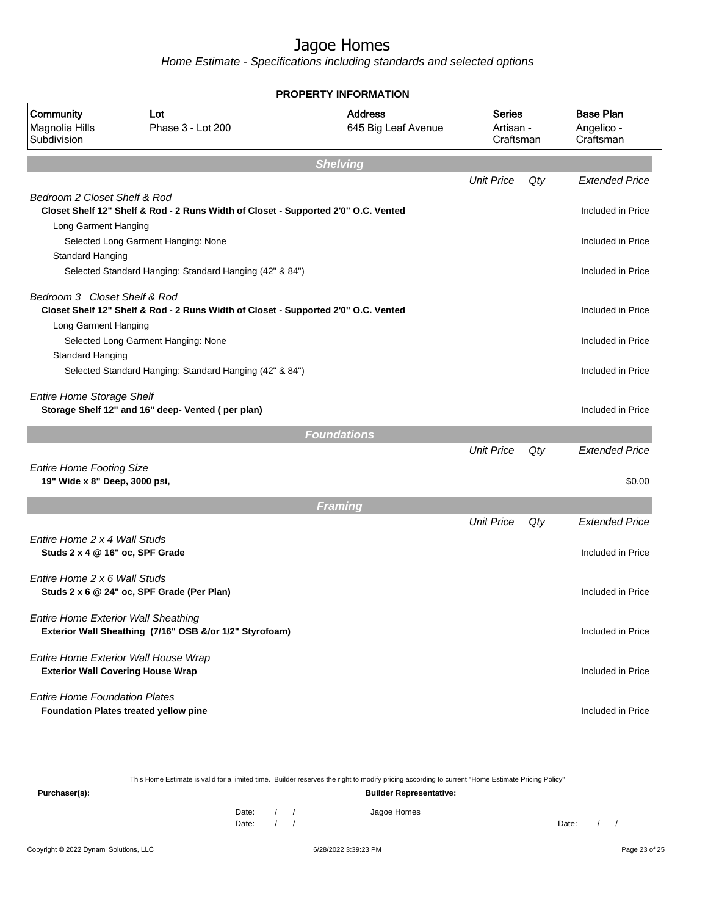# Jagoe Homes

*Home Estimate - Specifications including standards and selected options*

**PROPERTY INFORMATION**

| Community | Lot | Address | Series | Base Plan |
|---|---|---|---|---|
| Magnolia Hills Subdivision | Phase 3 - Lot 200 | 645 Big Leaf Avenue | Artisan - Craftsman | Angelico - Craftsman |

## Shelving

| | Unit Price | Qty | Extended Price |
|---|---|---|---|
| *Bedroom 2 Closet Shelf & Rod* | | | |
| **Closet Shelf 12" Shelf & Rod - 2 Runs Width of Closet - Supported 2'0" O.C. Vented** | | | Included in Price |
| Long Garment Hanging | | | |
| Selected Long Garment Hanging: None | | | Included in Price |
| Standard Hanging | | | |
| Selected Standard Hanging: Standard Hanging (42" & 84") | | | Included in Price |
| *Bedroom 3 Closet Shelf & Rod* | | | |
| **Closet Shelf 12" Shelf & Rod - 2 Runs Width of Closet - Supported 2'0" O.C. Vented** | | | Included in Price |
| Long Garment Hanging | | | |
| Selected Long Garment Hanging: None | | | Included in Price |
| Standard Hanging | | | |
| Selected Standard Hanging: Standard Hanging (42" & 84") | | | Included in Price |
| *Entire Home Storage Shelf* | | | |
| **Storage Shelf 12" and 16" deep- Vented ( per plan)** | | | Included in Price |

## Foundations

| | Unit Price | Qty | Extended Price |
|---|---|---|---|
| *Entire Home Footing Size* | | | |
| **19" Wide x 8" Deep, 3000 psi,** | | | $0.00 |

## Framing

| | Unit Price | Qty | Extended Price |
|---|---|---|---|
| *Entire Home 2 x 4 Wall Studs* | | | |
| **Studs 2 x 4 @ 16" oc, SPF Grade** | | | Included in Price |
| *Entire Home 2 x 6 Wall Studs* | | | |
| **Studs 2 x 6 @ 24" oc, SPF Grade (Per Plan)** | | | Included in Price |
| *Entire Home Exterior Wall Sheathing* | | | |
| **Exterior Wall Sheathing (7/16" OSB &/or 1/2" Styrofoam)** | | | Included in Price |
| *Entire Home Exterior Wall House Wrap* | | | |
| **Exterior Wall Covering House Wrap** | | | Included in Price |
| *Entire Home Foundation Plates* | | | |
| **Foundation Plates treated yellow pine** | | | Included in Price |

This Home Estimate is valid for a limited time. Builder reserves the right to modify pricing according to current "Home Estimate Pricing Policy"

**Purchaser(s):**

Date: / /

Date: / /

**Builder Representative:**

Jagoe Homes

Date: / /

Copyright © 2022 Dynami Solutions, LLC 6/28/2022 3:39:23 PM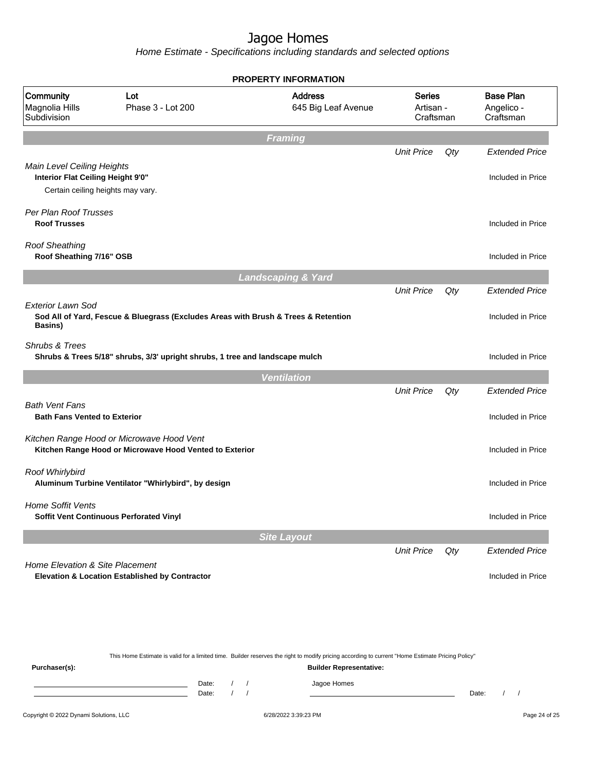# Jagoe Homes

*Home Estimate - Specifications including standards and selected options*

## PROPERTY INFORMATION

| Community | Lot | Address | Series | Base Plan |
|---|---|---|---|---|
| Magnolia Hills Subdivision | Phase 3 - Lot 200 | 645 Big Leaf Avenue | Artisan - Craftsman | Angelico - Craftsman |

## Framing

| | Unit Price | Qty | Extended Price |
|---|---|---|---|
| *Main Level Ceiling Heights* | | | |
| **Interior Flat Ceiling Height 9'0"** | | | Included in Price |
| Certain ceiling heights may vary. | | | |
| *Per Plan Roof Trusses* | | | |
| **Roof Trusses** | | | Included in Price |
| *Roof Sheathing* | | | |
| **Roof Sheathing 7/16" OSB** | | | Included in Price |

## Landscaping & Yard

| | Unit Price | Qty | Extended Price |
|---|---|---|---|
| *Exterior Lawn Sod* | | | |
| **Sod All of Yard, Fescue & Bluegrass (Excludes Areas with Brush & Trees & Retention Basins)** | | | Included in Price |
| *Shrubs & Trees* | | | |
| **Shrubs & Trees 5/18" shrubs, 3/3' upright shrubs, 1 tree and landscape mulch** | | | Included in Price |

## Ventilation

| | Unit Price | Qty | Extended Price |
|---|---|---|---|
| *Bath Vent Fans* | | | |
| **Bath Fans Vented to Exterior** | | | Included in Price |
| *Kitchen Range Hood or Microwave Hood Vent* | | | |
| **Kitchen Range Hood or Microwave Hood Vented to Exterior** | | | Included in Price |
| *Roof Whirlybird* | | | |
| **Aluminum Turbine Ventilator "Whirlybird", by design** | | | Included in Price |
| *Home Soffit Vents* | | | |
| **Soffit Vent Continuous Perforated Vinyl** | | | Included in Price |

## Site Layout

| | Unit Price | Qty | Extended Price |
|---|---|---|---|
| *Home Elevation & Site Placement* | | | |
| **Elevation & Location Established by Contractor** | | | Included in Price |

This Home Estimate is valid for a limited time. Builder reserves the right to modify pricing according to current "Home Estimate Pricing Policy"

**Purchaser(s):** **Builder Representative:**

Date: / / Jagoe Homes

Date: / / Date: / /

Copyright © 2022 Dynami Solutions, LLC 6/28/2022 3:39:23 PM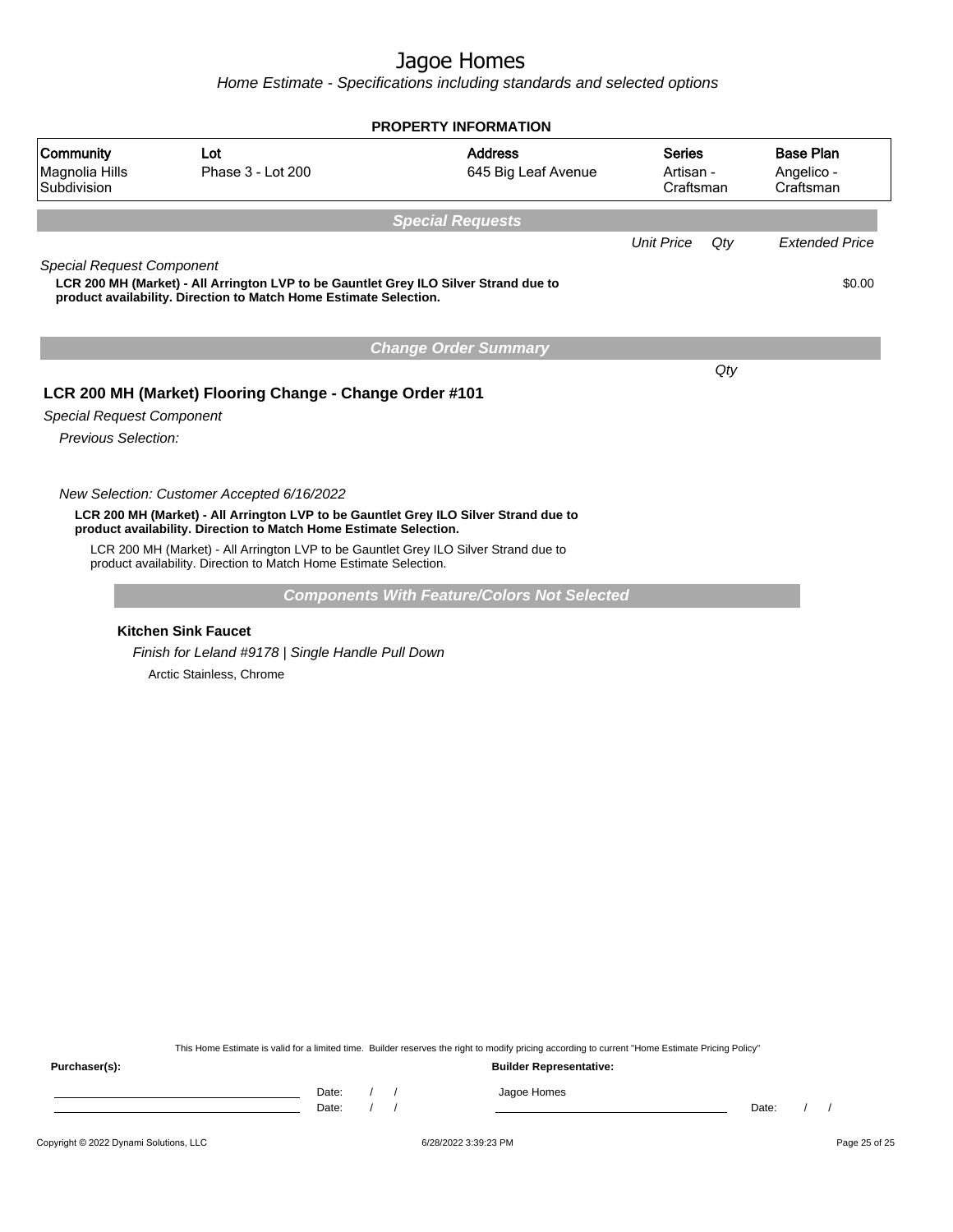# Jagoe Homes

*Home Estimate - Specifications including standards and selected options*

**PROPERTY INFORMATION**

| Community | Lot | Address | Series | Base Plan |
|---|---|---|---|---|
| Magnolia Hills Subdivision | Phase 3 - Lot 200 | 645 Big Leaf Avenue | Artisan - Craftsman | Angelico - Craftsman |

## Special Requests

| | Unit Price | Qty | Extended Price |
|---|---|---|---|
| *Special Request Component* | | | |
| **LCR 200 MH (Market) - All Arrington LVP to be Gauntlet Grey ILO Silver Strand due to product availability. Direction to Match Home Estimate Selection.** | | | $0.00 |

## Change Order Summary

*Qty*

### LCR 200 MH (Market) Flooring Change - Change Order #101

*Special Request Component*

*Previous Selection:*

*New Selection: Customer Accepted 6/16/2022*

**LCR 200 MH (Market) - All Arrington LVP to be Gauntlet Grey ILO Silver Strand due to product availability. Direction to Match Home Estimate Selection.**

LCR 200 MH (Market) - All Arrington LVP to be Gauntlet Grey ILO Silver Strand due to product availability. Direction to Match Home Estimate Selection.

## Components With Feature/Colors Not Selected

**Kitchen Sink Faucet**

*Finish for Leland #9178 | Single Handle Pull Down*

Arctic Stainless, Chrome

This Home Estimate is valid for a limited time. Builder reserves the right to modify pricing according to current "Home Estimate Pricing Policy"

**Purchaser(s):**

Date: / /

Date: / /

**Builder Representative:**

Jagoe Homes

Date: / /